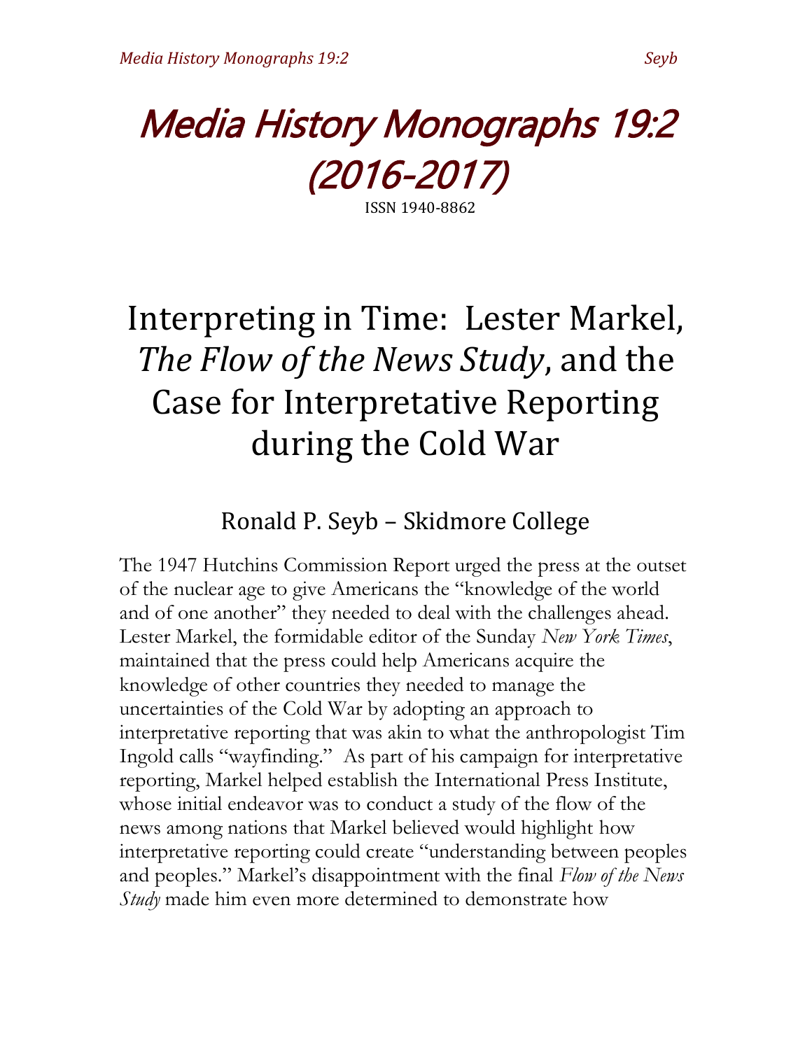# Media History Monographs 19:2 (2016-2017)

ISSN 1940-8862

# Interpreting in Time: Lester Markel, *The Flow of the News Study*, and the Case for Interpretative Reporting during the Cold War

## Ronald P. Seyb – Skidmore College

The 1947 Hutchins Commission Report urged the press at the outset of the nuclear age to give Americans the "knowledge of the world and of one another" they needed to deal with the challenges ahead. Lester Markel, the formidable editor of the Sunday *New York Times*, maintained that the press could help Americans acquire the knowledge of other countries they needed to manage the uncertainties of the Cold War by adopting an approach to interpretative reporting that was akin to what the anthropologist Tim Ingold calls "wayfinding." As part of his campaign for interpretative reporting, Markel helped establish the International Press Institute, whose initial endeavor was to conduct a study of the flow of the news among nations that Markel believed would highlight how interpretative reporting could create "understanding between peoples and peoples." Markel's disappointment with the final *Flow of the News Study* made him even more determined to demonstrate how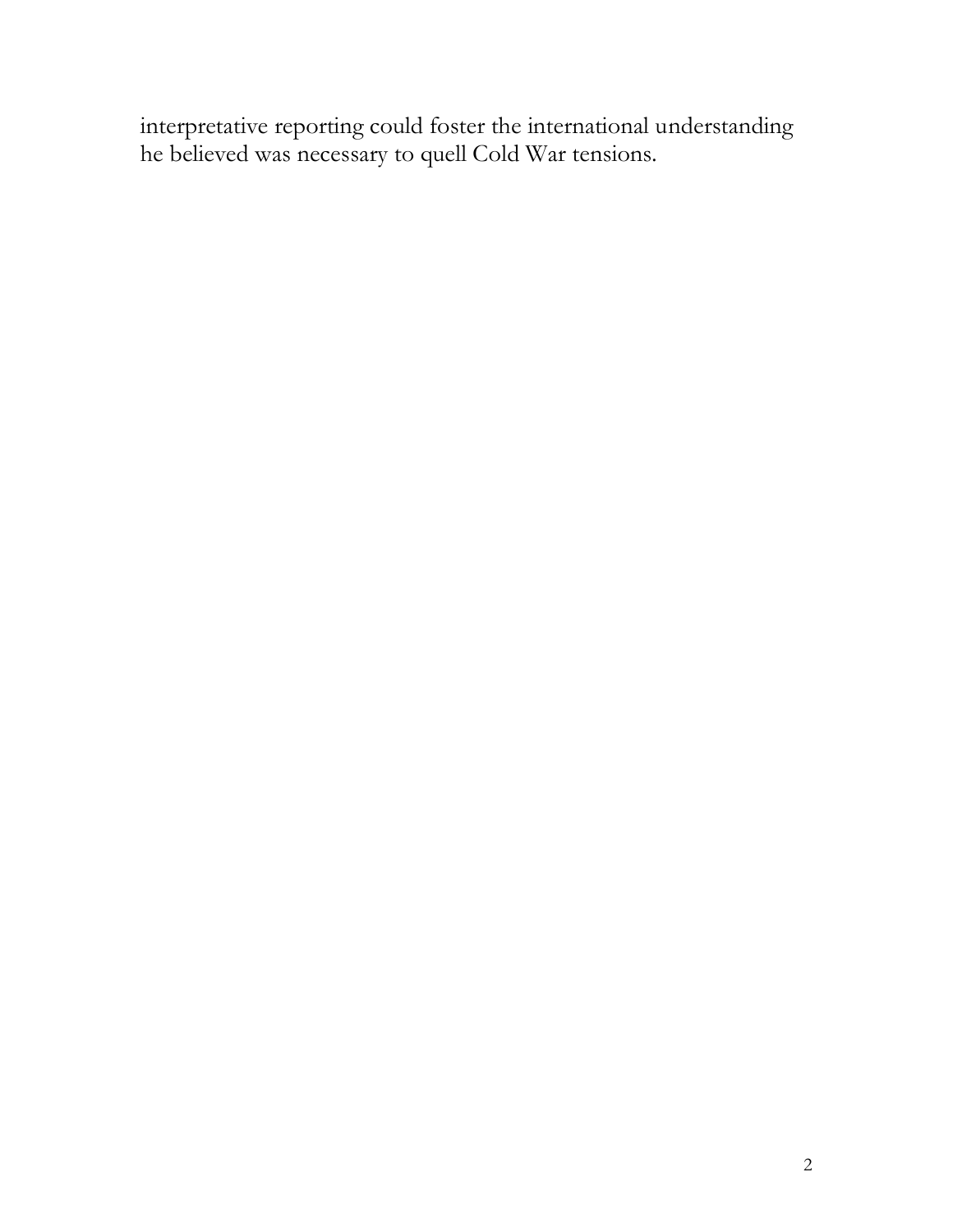interpretative reporting could foster the international understanding he believed was necessary to quell Cold War tensions.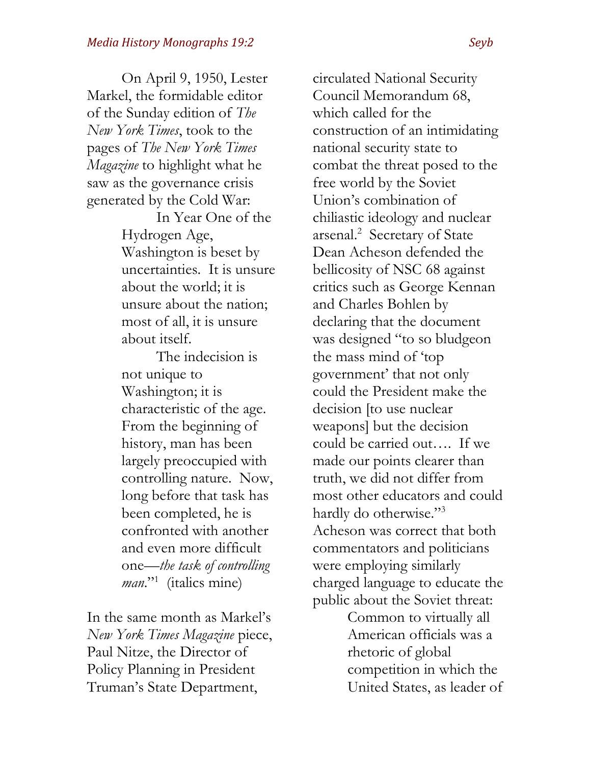On April 9, 1950, Lester Markel, the formidable editor of the Sunday edition of *The New York Times*, took to the pages of *The New York Times Magazine* to highlight what he saw as the governance crisis generated by the Cold War:

> In Year One of the Hydrogen Age, Washington is beset by uncertainties. It is unsure about the world; it is unsure about the nation; most of all, it is unsure about itself.
>
> The indecision is not unique to Washington; it is characteristic of the age. From the beginning of history, man has been largely preoccupied with controlling nature. Now, long before that task has been completed, he is confronted with another and even more difficult one—*the task of controlling man*."[1] (italics mine)

In the same month as Markel's *New York Times Magazine* piece, Paul Nitze, the Director of Policy Planning in President Truman's State Department, circulated National Security Council Memorandum 68, which called for the construction of an intimidating national security state to combat the threat posed to the free world by the Soviet Union's combination of chiliastic ideology and nuclear arsenal.[2] Secretary of State Dean Acheson defended the bellicosity of NSC 68 against critics such as George Kennan and Charles Bohlen by declaring that the document was designed "to so bludgeon the mass mind of 'top government' that not only could the President make the decision [to use nuclear weapons] but the decision could be carried out…. If we made our points clearer than truth, we did not differ from most other educators and could hardly do otherwise."[3] Acheson was correct that both commentators and politicians were employing similarly charged language to educate the public about the Soviet threat:

> Common to virtually all American officials was a rhetoric of global competition in which the United States, as leader of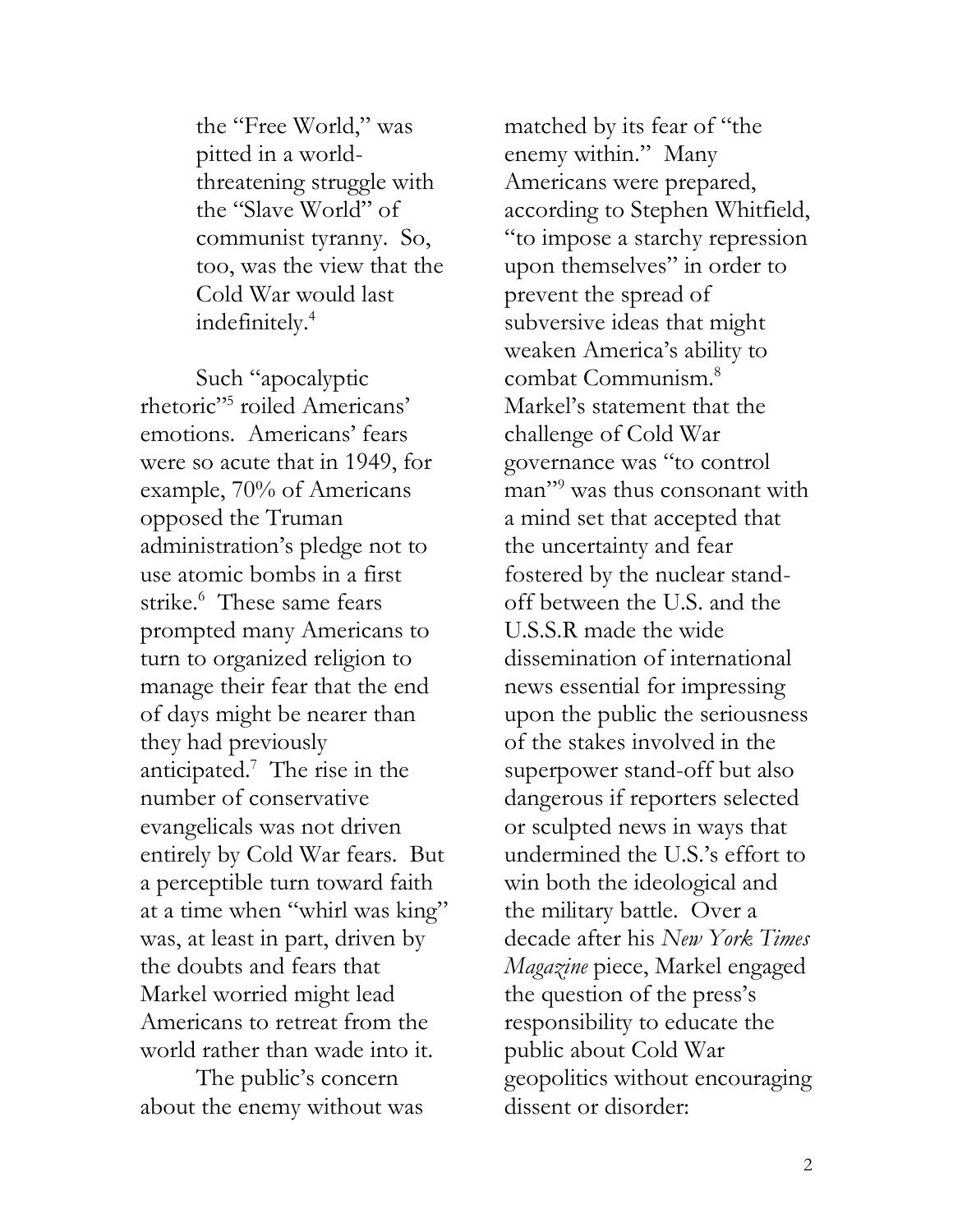the "Free World," was pitted in a world-threatening struggle with the "Slave World" of communist tyranny. So, too, was the view that the Cold War would last indefinitely.[4]

Such "apocalyptic rhetoric"[5] roiled Americans' emotions. Americans' fears were so acute that in 1949, for example, 70% of Americans opposed the Truman administration's pledge not to use atomic bombs in a first strike.[6] These same fears prompted many Americans to turn to organized religion to manage their fear that the end of days might be nearer than they had previously anticipated.[7] The rise in the number of conservative evangelicals was not driven entirely by Cold War fears. But a perceptible turn toward faith at a time when "whirl was king" was, at least in part, driven by the doubts and fears that Markel worried might lead Americans to retreat from the world rather than wade into it.

The public's concern about the enemy without was matched by its fear of "the enemy within." Many Americans were prepared, according to Stephen Whitfield, "to impose a starchy repression upon themselves" in order to prevent the spread of subversive ideas that might weaken America's ability to combat Communism.[8] Markel's statement that the challenge of Cold War governance was "to control man"[9] was thus consonant with a mind set that accepted that the uncertainty and fear fostered by the nuclear stand-off between the U.S. and the U.S.S.R made the wide dissemination of international news essential for impressing upon the public the seriousness of the stakes involved in the superpower stand-off but also dangerous if reporters selected or sculpted news in ways that undermined the U.S.'s effort to win both the ideological and the military battle. Over a decade after his *New York Times Magazine* piece, Markel engaged the question of the press's responsibility to educate the public about Cold War geopolitics without encouraging dissent or disorder: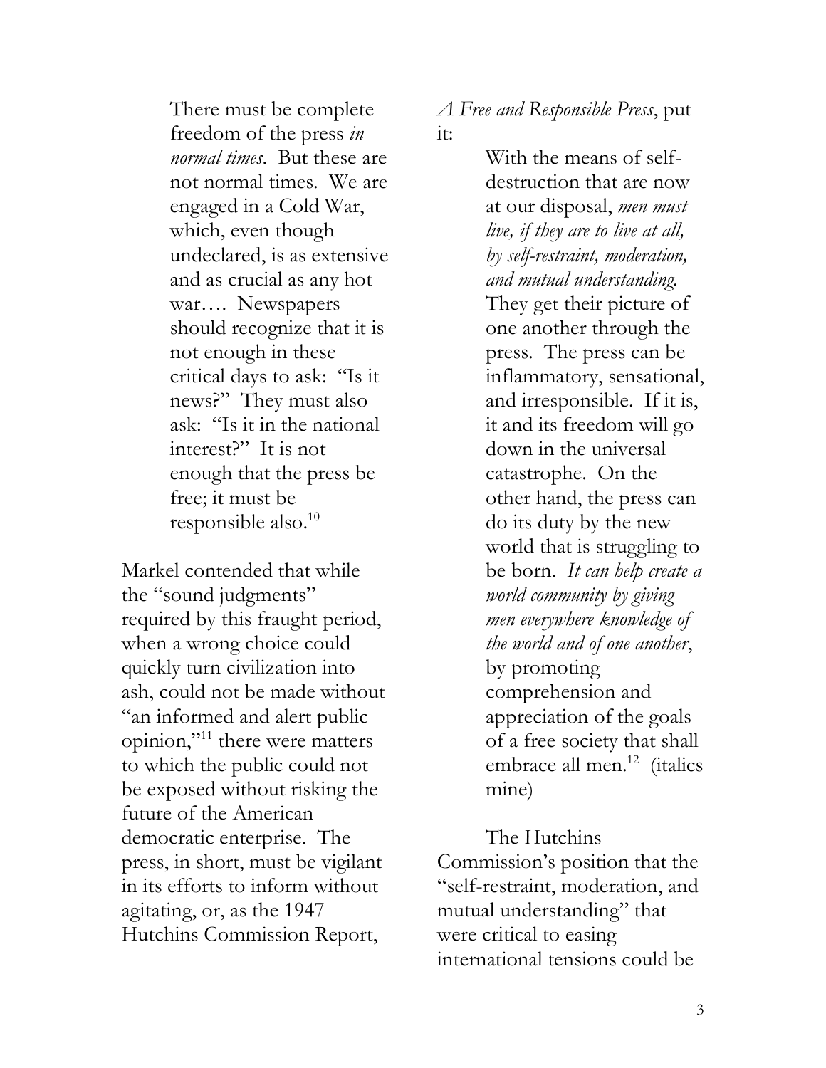> There must be complete freedom of the press *in normal times*. But these are not normal times. We are engaged in a Cold War, which, even though undeclared, is as extensive and as crucial as any hot war…. Newspapers should recognize that it is not enough in these critical days to ask: "Is it news?" They must also ask: "Is it in the national interest?" It is not enough that the press be free; it must be responsible also.[10]

Markel contended that while the "sound judgments" required by this fraught period, when a wrong choice could quickly turn civilization into ash, could not be made without "an informed and alert public opinion,"[11] there were matters to which the public could not be exposed without risking the future of the American democratic enterprise. The press, in short, must be vigilant in its efforts to inform without agitating, or, as the 1947 Hutchins Commission Report, *A Free and Responsible Press*, put it:

> With the means of self-destruction that are now at our disposal, *men must live, if they are to live at all, by self-restraint, moderation, and mutual understanding.* They get their picture of one another through the press. The press can be inflammatory, sensational, and irresponsible. If it is, it and its freedom will go down in the universal catastrophe. On the other hand, the press can do its duty by the new world that is struggling to be born. *It can help create a world community by giving men everywhere knowledge of the world and of one another*, by promoting comprehension and appreciation of the goals of a free society that shall embrace all men.[12] (italics mine)

The Hutchins Commission's position that the "self-restraint, moderation, and mutual understanding" that were critical to easing international tensions could be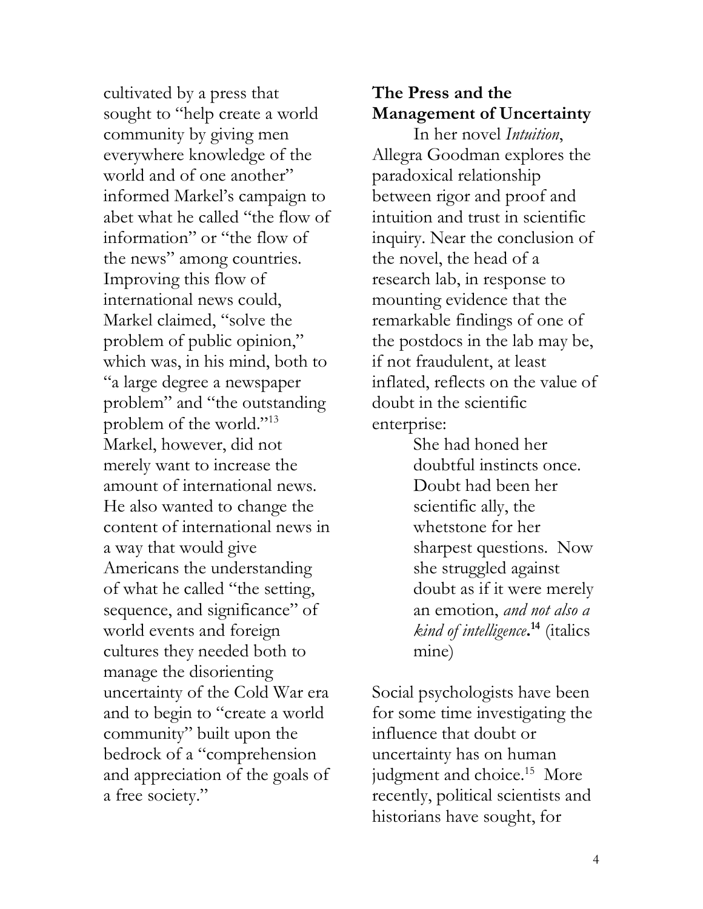cultivated by a press that sought to "help create a world community by giving men everywhere knowledge of the world and of one another" informed Markel's campaign to abet what he called "the flow of information" or "the flow of the news" among countries. Improving this flow of international news could, Markel claimed, "solve the problem of public opinion," which was, in his mind, both to "a large degree a newspaper problem" and "the outstanding problem of the world."[13] Markel, however, did not merely want to increase the amount of international news. He also wanted to change the content of international news in a way that would give Americans the understanding of what he called "the setting, sequence, and significance" of world events and foreign cultures they needed both to manage the disorienting uncertainty of the Cold War era and to begin to "create a world community" built upon the bedrock of a "comprehension and appreciation of the goals of a free society."

**The Press and the Management of Uncertainty**

In her novel *Intuition*, Allegra Goodman explores the paradoxical relationship between rigor and proof and intuition and trust in scientific inquiry. Near the conclusion of the novel, the head of a research lab, in response to mounting evidence that the remarkable findings of one of the postdocs in the lab may be, if not fraudulent, at least inflated, reflects on the value of doubt in the scientific enterprise:

> She had honed her doubtful instincts once. Doubt had been her scientific ally, the whetstone for her sharpest questions. Now she struggled against doubt as if it were merely an emotion, *and not also a kind of intelligence*.[14] (italics mine)

Social psychologists have been for some time investigating the influence that doubt or uncertainty has on human judgment and choice.[15] More recently, political scientists and historians have sought, for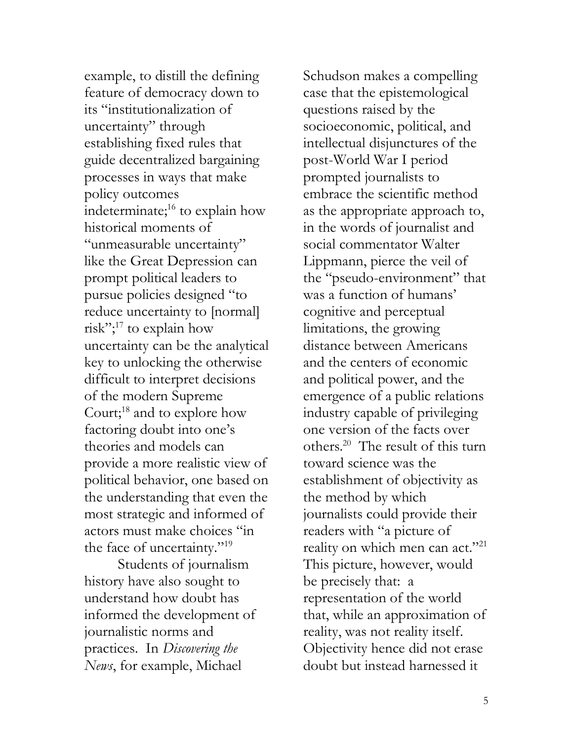example, to distill the defining feature of democracy down to its "institutionalization of uncertainty" through establishing fixed rules that guide decentralized bargaining processes in ways that make policy outcomes indeterminate;[16] to explain how historical moments of "unmeasurable uncertainty" like the Great Depression can prompt political leaders to pursue policies designed "to reduce uncertainty to [normal] risk";[17] to explain how uncertainty can be the analytical key to unlocking the otherwise difficult to interpret decisions of the modern Supreme Court;[18] and to explore how factoring doubt into one's theories and models can provide a more realistic view of political behavior, one based on the understanding that even the most strategic and informed of actors must make choices "in the face of uncertainty."[19]

Students of journalism history have also sought to understand how doubt has informed the development of journalistic norms and practices. In *Discovering the News*, for example, Michael Schudson makes a compelling case that the epistemological questions raised by the socioeconomic, political, and intellectual disjunctures of the post-World War I period prompted journalists to embrace the scientific method as the appropriate approach to, in the words of journalist and social commentator Walter Lippmann, pierce the veil of the "pseudo-environment" that was a function of humans' cognitive and perceptual limitations, the growing distance between Americans and the centers of economic and political power, and the emergence of a public relations industry capable of privileging one version of the facts over others.[20] The result of this turn toward science was the establishment of objectivity as the method by which journalists could provide their readers with "a picture of reality on which men can act."[21] This picture, however, would be precisely that: a representation of the world that, while an approximation of reality, was not reality itself. Objectivity hence did not erase doubt but instead harnessed it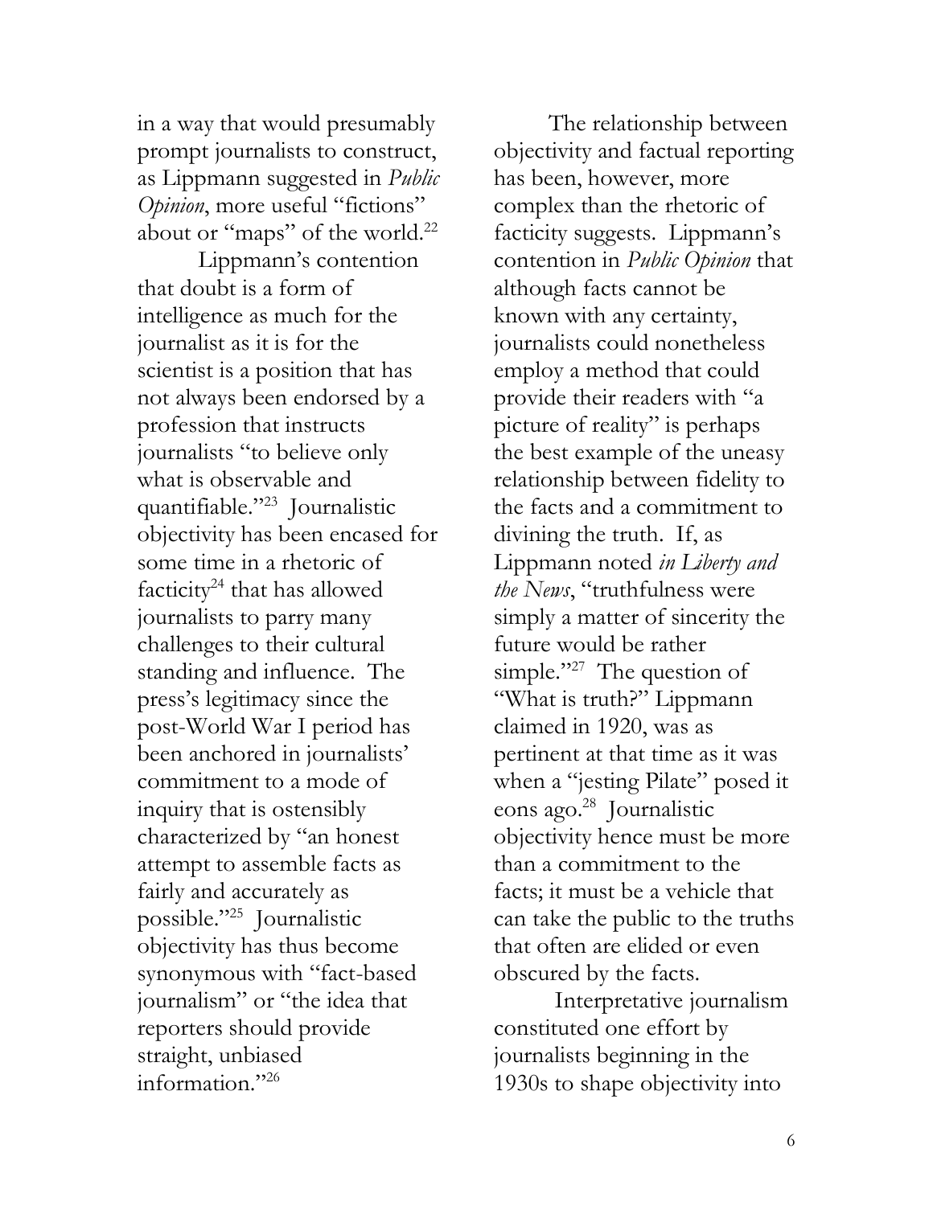in a way that would presumably prompt journalists to construct, as Lippmann suggested in *Public Opinion*, more useful "fictions" about or "maps" of the world.[22]

Lippmann's contention that doubt is a form of intelligence as much for the journalist as it is for the scientist is a position that has not always been endorsed by a profession that instructs journalists "to believe only what is observable and quantifiable."[23] Journalistic objectivity has been encased for some time in a rhetoric of facticity[24] that has allowed journalists to parry many challenges to their cultural standing and influence. The press's legitimacy since the post-World War I period has been anchored in journalists' commitment to a mode of inquiry that is ostensibly characterized by "an honest attempt to assemble facts as fairly and accurately as possible."[25] Journalistic objectivity has thus become synonymous with "fact-based journalism" or "the idea that reporters should provide straight, unbiased information."[26]

The relationship between objectivity and factual reporting has been, however, more complex than the rhetoric of facticity suggests. Lippmann's contention in *Public Opinion* that although facts cannot be known with any certainty, journalists could nonetheless employ a method that could provide their readers with "a picture of reality" is perhaps the best example of the uneasy relationship between fidelity to the facts and a commitment to divining the truth. If, as Lippmann noted *in Liberty and the News*, "truthfulness were simply a matter of sincerity the future would be rather simple."[27] The question of "What is truth?" Lippmann claimed in 1920, was as pertinent at that time as it was when a "jesting Pilate" posed it eons ago.[28] Journalistic objectivity hence must be more than a commitment to the facts; it must be a vehicle that can take the public to the truths that often are elided or even obscured by the facts.

Interpretative journalism constituted one effort by journalists beginning in the 1930s to shape objectivity into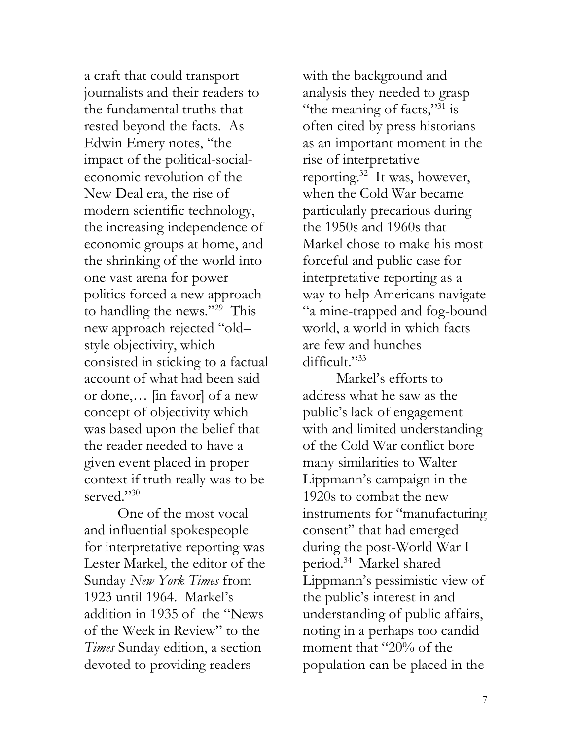a craft that could transport journalists and their readers to the fundamental truths that rested beyond the facts. As Edwin Emery notes, "the impact of the political-social-economic revolution of the New Deal era, the rise of modern scientific technology, the increasing independence of economic groups at home, and the shrinking of the world into one vast arena for power politics forced a new approach to handling the news."[29] This new approach rejected "old–style objectivity, which consisted in sticking to a factual account of what had been said or done,… [in favor] of a new concept of objectivity which was based upon the belief that the reader needed to have a given event placed in proper context if truth really was to be served."[30]

One of the most vocal and influential spokespeople for interpretative reporting was Lester Markel, the editor of the Sunday *New York Times* from 1923 until 1964. Markel's addition in 1935 of the "News of the Week in Review" to the *Times* Sunday edition, a section devoted to providing readers with the background and analysis they needed to grasp "the meaning of facts,"[31] is often cited by press historians as an important moment in the rise of interpretative reporting.[32] It was, however, when the Cold War became particularly precarious during the 1950s and 1960s that Markel chose to make his most forceful and public case for interpretative reporting as a way to help Americans navigate "a mine-trapped and fog-bound world, a world in which facts are few and hunches difficult."[33]

Markel's efforts to address what he saw as the public's lack of engagement with and limited understanding of the Cold War conflict bore many similarities to Walter Lippmann's campaign in the 1920s to combat the new instruments for "manufacturing consent" that had emerged during the post-World War I period.[34] Markel shared Lippmann's pessimistic view of the public's interest in and understanding of public affairs, noting in a perhaps too candid moment that "20% of the population can be placed in the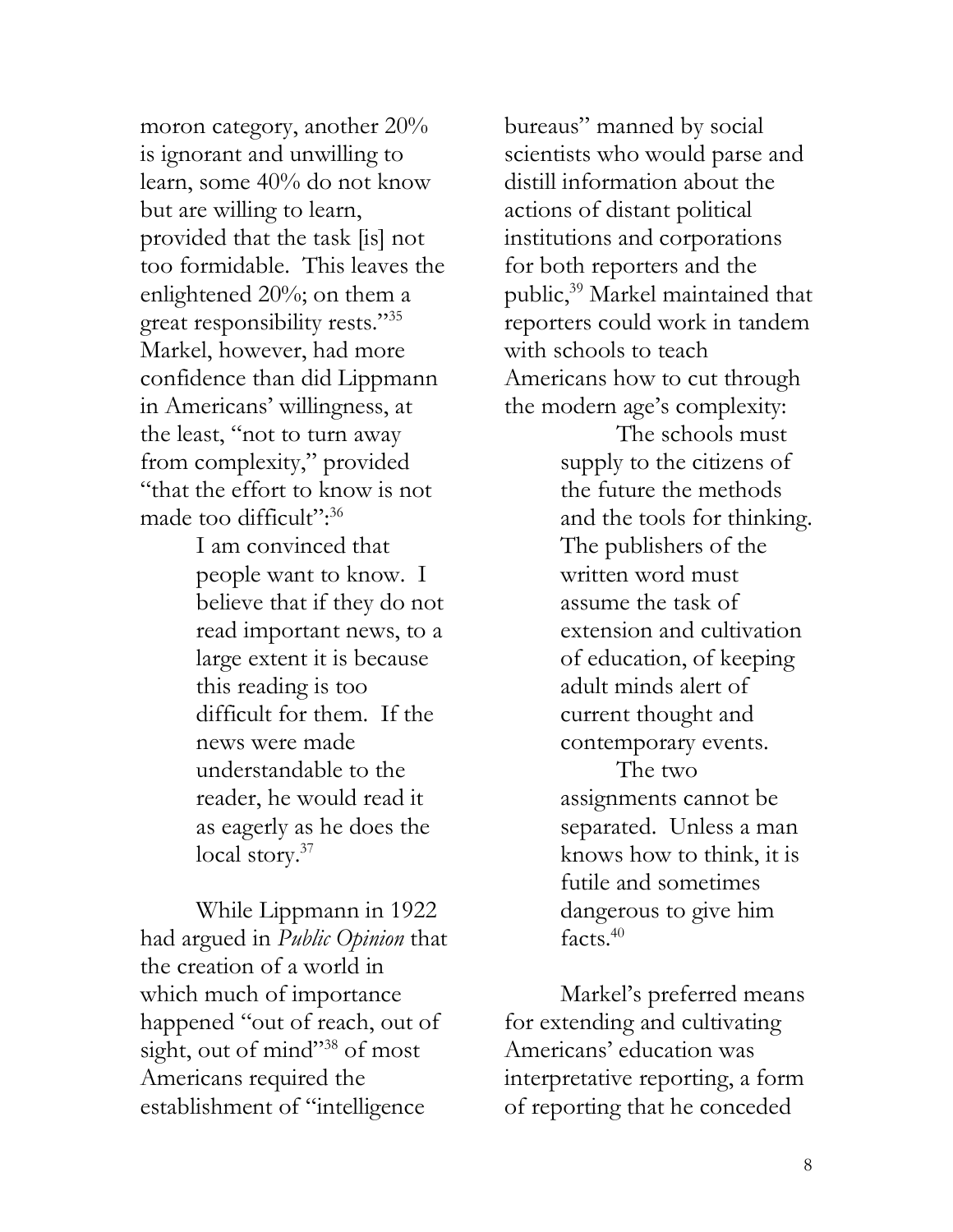moron category, another 20% is ignorant and unwilling to learn, some 40% do not know but are willing to learn, provided that the task [is] not too formidable. This leaves the enlightened 20%; on them a great responsibility rests."[35] Markel, however, had more confidence than did Lippmann in Americans' willingness, at the least, "not to turn away from complexity," provided "that the effort to know is not made too difficult":[36]

> I am convinced that people want to know. I believe that if they do not read important news, to a large extent it is because this reading is too difficult for them. If the news were made understandable to the reader, he would read it as eagerly as he does the local story.[37]

While Lippmann in 1922 had argued in *Public Opinion* that the creation of a world in which much of importance happened "out of reach, out of sight, out of mind"[38] of most Americans required the establishment of "intelligence bureaus" manned by social scientists who would parse and distill information about the actions of distant political institutions and corporations for both reporters and the public,[39] Markel maintained that reporters could work in tandem with schools to teach Americans how to cut through the modern age's complexity:

> The schools must supply to the citizens of the future the methods and the tools for thinking. The publishers of the written word must assume the task of extension and cultivation of education, of keeping adult minds alert of current thought and contemporary events.
>
> The two assignments cannot be separated. Unless a man knows how to think, it is futile and sometimes dangerous to give him facts.[40]

Markel's preferred means for extending and cultivating Americans' education was interpretative reporting, a form of reporting that he conceded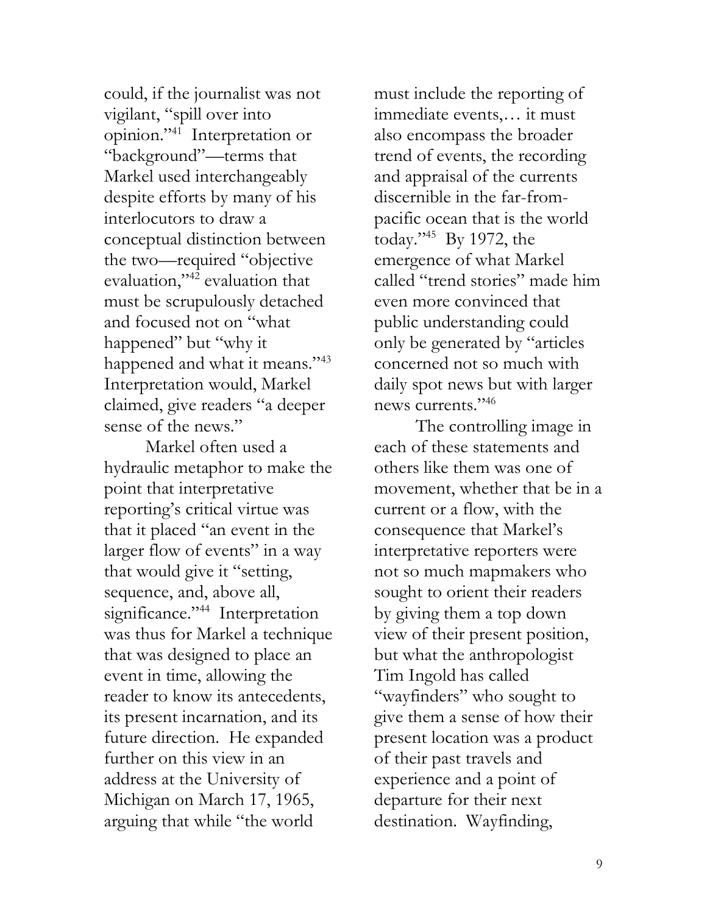could, if the journalist was not vigilant, "spill over into opinion."[41] Interpretation or "background"—terms that Markel used interchangeably despite efforts by many of his interlocutors to draw a conceptual distinction between the two—required "objective evaluation,"[42] evaluation that must be scrupulously detached and focused not on "what happened" but "why it happened and what it means."[43] Interpretation would, Markel claimed, give readers "a deeper sense of the news."

Markel often used a hydraulic metaphor to make the point that interpretative reporting's critical virtue was that it placed "an event in the larger flow of events" in a way that would give it "setting, sequence, and, above all, significance."[44] Interpretation was thus for Markel a technique that was designed to place an event in time, allowing the reader to know its antecedents, its present incarnation, and its future direction. He expanded further on this view in an address at the University of Michigan on March 17, 1965, arguing that while "the world must include the reporting of immediate events,… it must also encompass the broader trend of events, the recording and appraisal of the currents discernible in the far-from-pacific ocean that is the world today."[45] By 1972, the emergence of what Markel called "trend stories" made him even more convinced that public understanding could only be generated by "articles concerned not so much with daily spot news but with larger news currents."[46]

The controlling image in each of these statements and others like them was one of movement, whether that be in a current or a flow, with the consequence that Markel's interpretative reporters were not so much mapmakers who sought to orient their readers by giving them a top down view of their present position, but what the anthropologist Tim Ingold has called "wayfinders" who sought to give them a sense of how their present location was a product of their past travels and experience and a point of departure for their next destination. Wayfinding,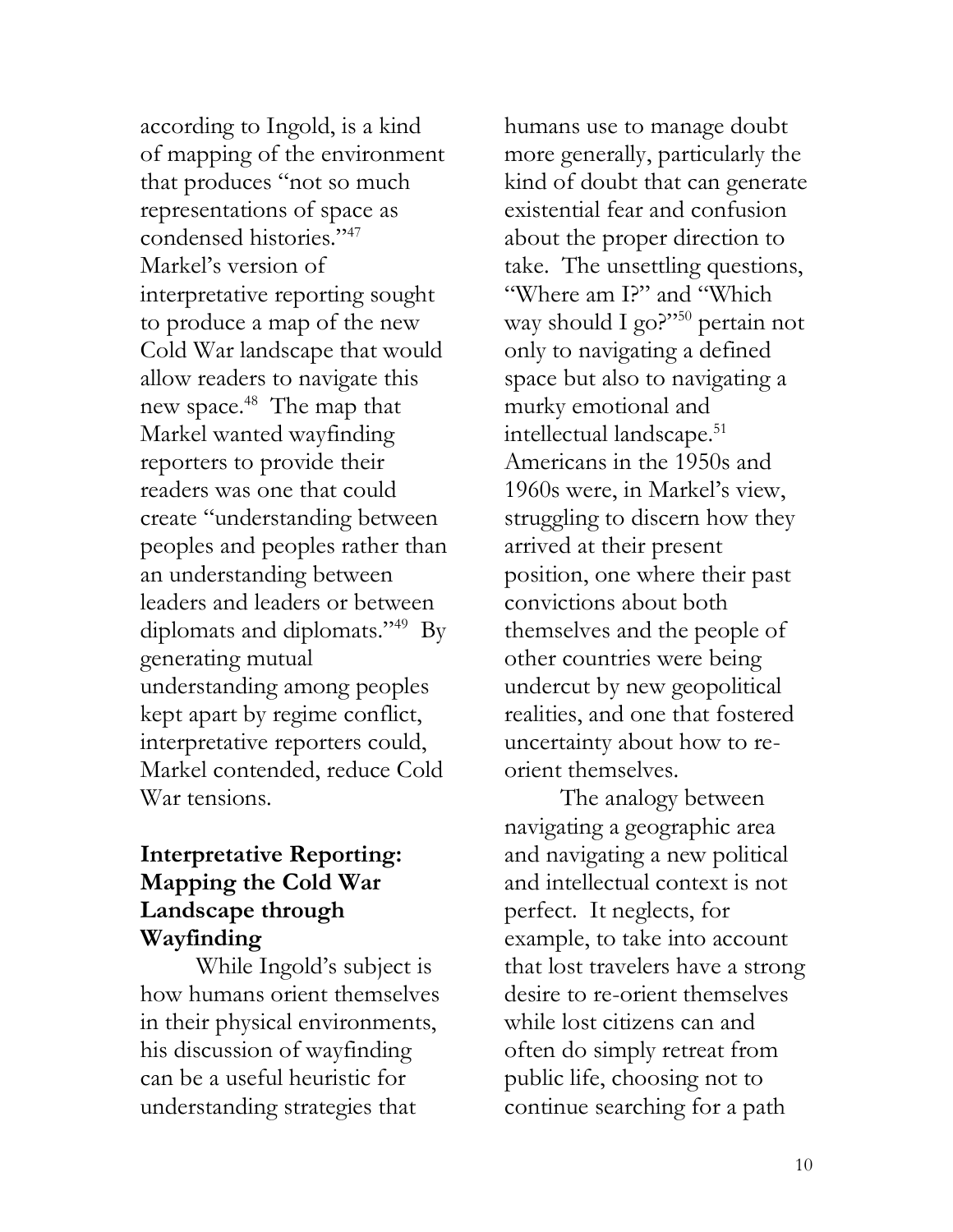according to Ingold, is a kind of mapping of the environment that produces "not so much representations of space as condensed histories."[47] Markel's version of interpretative reporting sought to produce a map of the new Cold War landscape that would allow readers to navigate this new space.[48] The map that Markel wanted wayfinding reporters to provide their readers was one that could create "understanding between peoples and peoples rather than an understanding between leaders and leaders or between diplomats and diplomats."[49] By generating mutual understanding among peoples kept apart by regime conflict, interpretative reporters could, Markel contended, reduce Cold War tensions.

## Interpretative Reporting: Mapping the Cold War Landscape through Wayfinding

While Ingold's subject is how humans orient themselves in their physical environments, his discussion of wayfinding can be a useful heuristic for understanding strategies that humans use to manage doubt more generally, particularly the kind of doubt that can generate existential fear and confusion about the proper direction to take. The unsettling questions, "Where am I?" and "Which way should I go?"[50] pertain not only to navigating a defined space but also to navigating a murky emotional and intellectual landscape.[51] Americans in the 1950s and 1960s were, in Markel's view, struggling to discern how they arrived at their present position, one where their past convictions about both themselves and the people of other countries were being undercut by new geopolitical realities, and one that fostered uncertainty about how to re-orient themselves.

The analogy between navigating a geographic area and navigating a new political and intellectual context is not perfect. It neglects, for example, to take into account that lost travelers have a strong desire to re-orient themselves while lost citizens can and often do simply retreat from public life, choosing not to continue searching for a path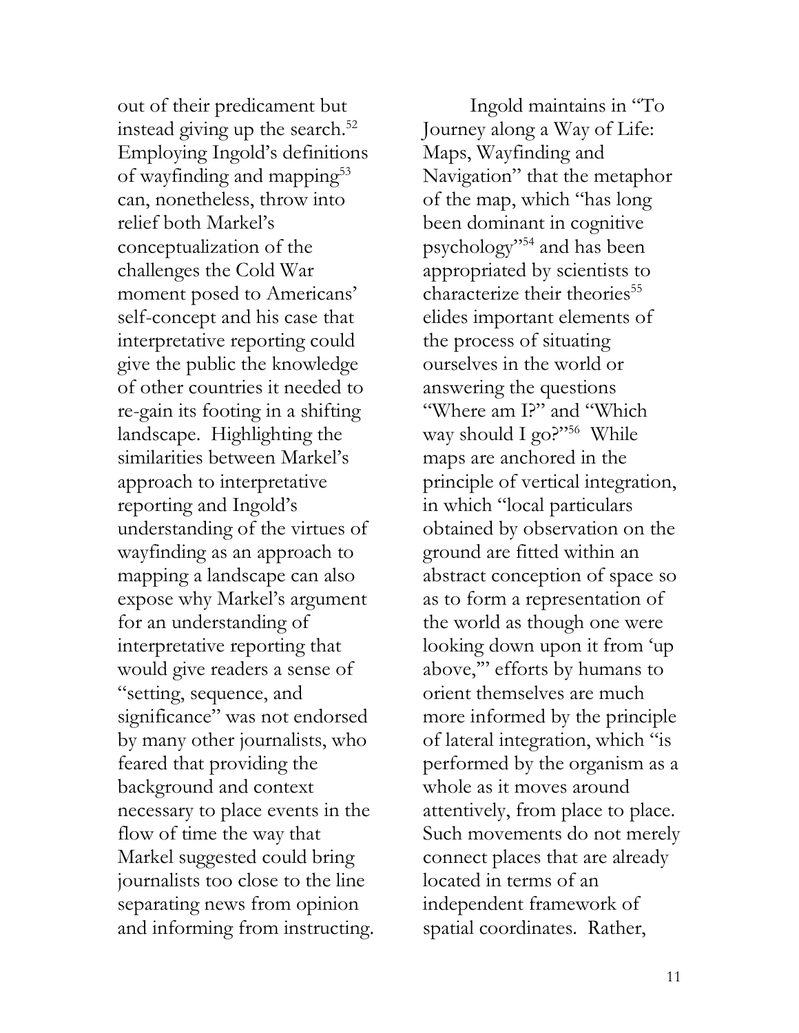out of their predicament but instead giving up the search.[52] Employing Ingold's definitions of wayfinding and mapping[53] can, nonetheless, throw into relief both Markel's conceptualization of the challenges the Cold War moment posed to Americans' self-concept and his case that interpretative reporting could give the public the knowledge of other countries it needed to re-gain its footing in a shifting landscape. Highlighting the similarities between Markel's approach to interpretative reporting and Ingold's understanding of the virtues of wayfinding as an approach to mapping a landscape can also expose why Markel's argument for an understanding of interpretative reporting that would give readers a sense of "setting, sequence, and significance" was not endorsed by many other journalists, who feared that providing the background and context necessary to place events in the flow of time the way that Markel suggested could bring journalists too close to the line separating news from opinion and informing from instructing.

Ingold maintains in "To Journey along a Way of Life: Maps, Wayfinding and Navigation" that the metaphor of the map, which "has long been dominant in cognitive psychology"[54] and has been appropriated by scientists to characterize their theories[55] elides important elements of the process of situating ourselves in the world or answering the questions "Where am I?" and "Which way should I go?"[56] While maps are anchored in the principle of vertical integration, in which "local particulars obtained by observation on the ground are fitted within an abstract conception of space so as to form a representation of the world as though one were looking down upon it from 'up above,'" efforts by humans to orient themselves are much more informed by the principle of lateral integration, which "is performed by the organism as a whole as it moves around attentively, from place to place. Such movements do not merely connect places that are already located in terms of an independent framework of spatial coordinates. Rather,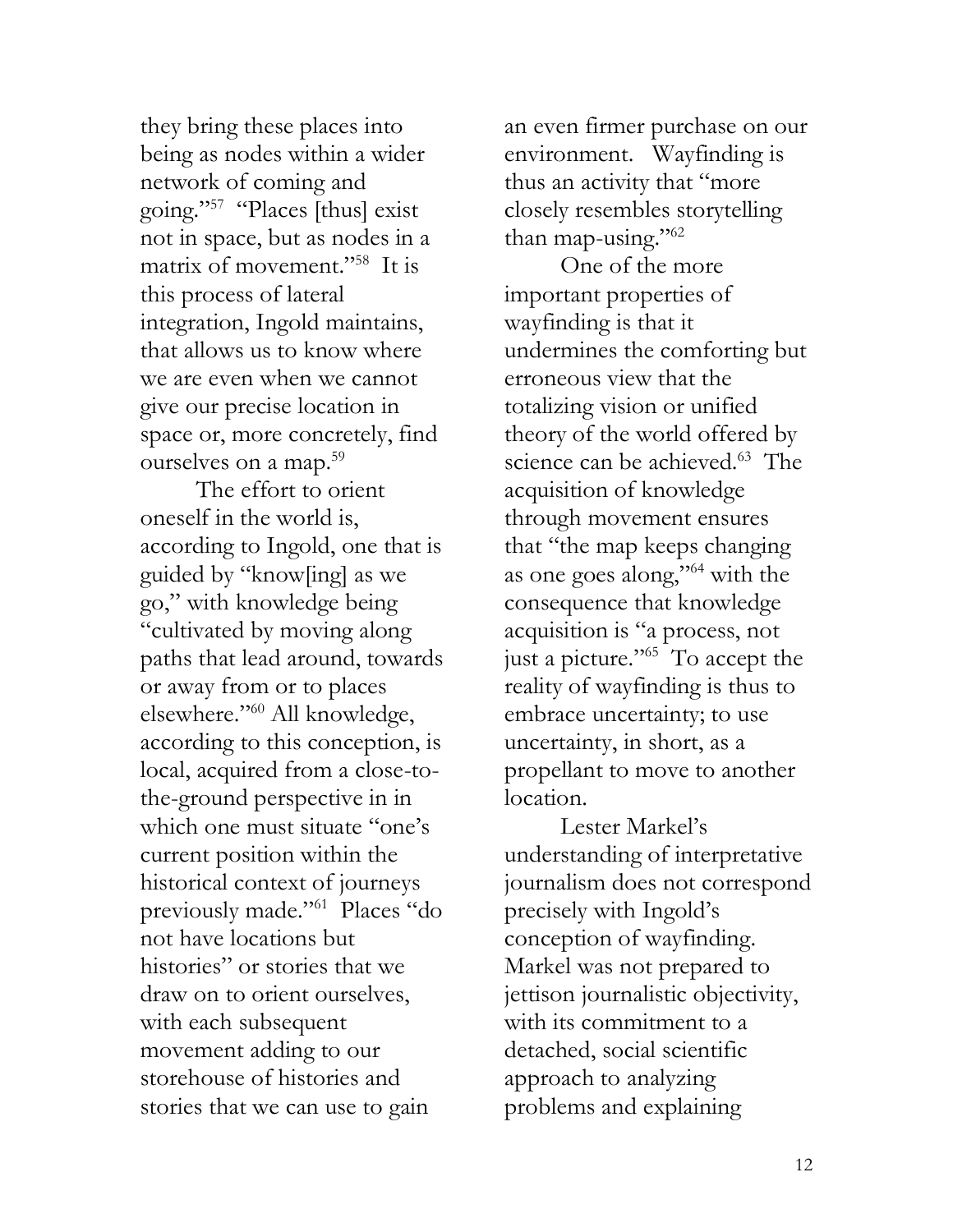they bring these places into being as nodes within a wider network of coming and going."[57] "Places [thus] exist not in space, but as nodes in a matrix of movement."[58] It is this process of lateral integration, Ingold maintains, that allows us to know where we are even when we cannot give our precise location in space or, more concretely, find ourselves on a map.[59]

The effort to orient oneself in the world is, according to Ingold, one that is guided by "know[ing] as we go," with knowledge being "cultivated by moving along paths that lead around, towards or away from or to places elsewhere."[60] All knowledge, according to this conception, is local, acquired from a close-to-the-ground perspective in in which one must situate "one's current position within the historical context of journeys previously made."[61] Places "do not have locations but histories" or stories that we draw on to orient ourselves, with each subsequent movement adding to our storehouse of histories and stories that we can use to gain an even firmer purchase on our environment. Wayfinding is thus an activity that "more closely resembles storytelling than map-using."[62]

One of the more important properties of wayfinding is that it undermines the comforting but erroneous view that the totalizing vision or unified theory of the world offered by science can be achieved.[63] The acquisition of knowledge through movement ensures that "the map keeps changing as one goes along,"[64] with the consequence that knowledge acquisition is "a process, not just a picture."[65] To accept the reality of wayfinding is thus to embrace uncertainty; to use uncertainty, in short, as a propellant to move to another location.

Lester Markel's understanding of interpretative journalism does not correspond precisely with Ingold's conception of wayfinding. Markel was not prepared to jettison journalistic objectivity, with its commitment to a detached, social scientific approach to analyzing problems and explaining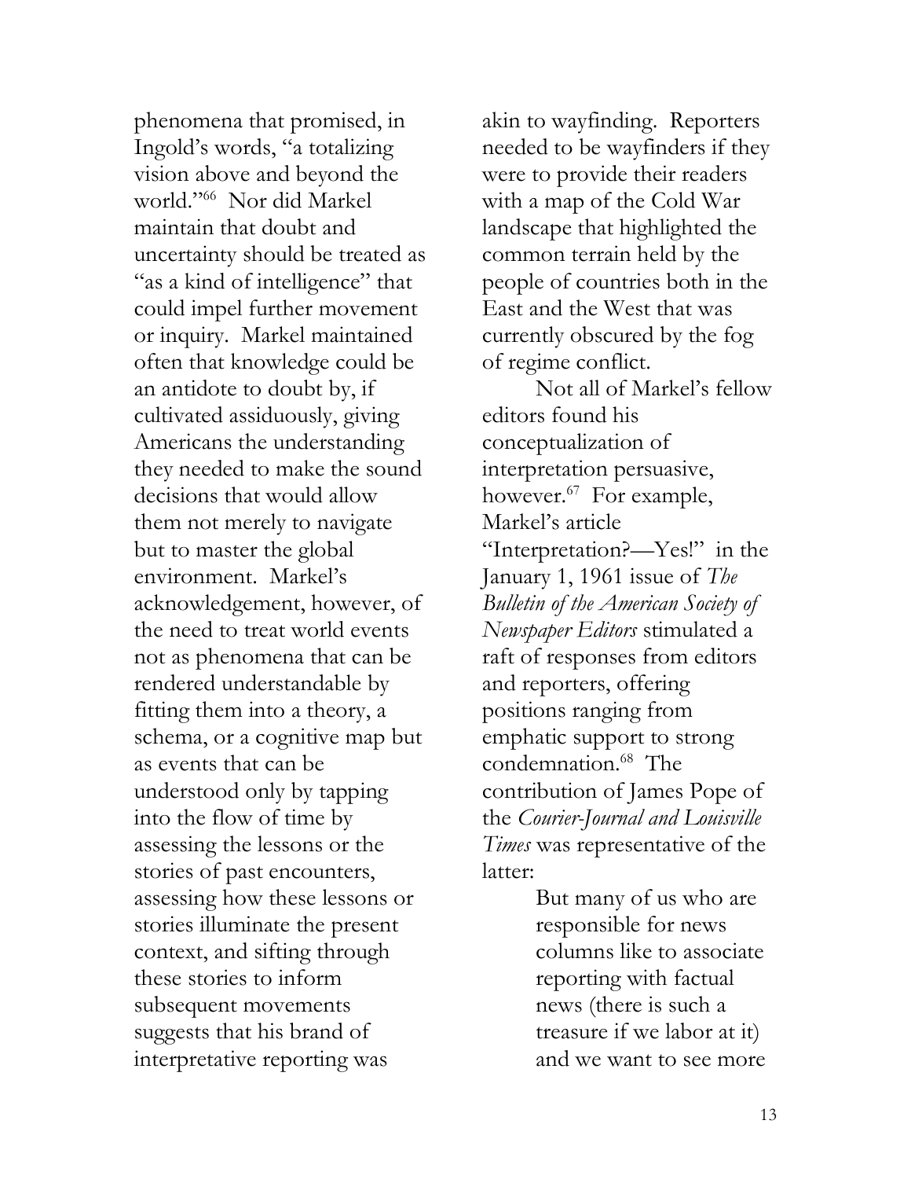phenomena that promised, in Ingold's words, "a totalizing vision above and beyond the world."[66] Nor did Markel maintain that doubt and uncertainty should be treated as "as a kind of intelligence" that could impel further movement or inquiry. Markel maintained often that knowledge could be an antidote to doubt by, if cultivated assiduously, giving Americans the understanding they needed to make the sound decisions that would allow them not merely to navigate but to master the global environment. Markel's acknowledgement, however, of the need to treat world events not as phenomena that can be rendered understandable by fitting them into a theory, a schema, or a cognitive map but as events that can be understood only by tapping into the flow of time by assessing the lessons or the stories of past encounters, assessing how these lessons or stories illuminate the present context, and sifting through these stories to inform subsequent movements suggests that his brand of interpretative reporting was akin to wayfinding. Reporters needed to be wayfinders if they were to provide their readers with a map of the Cold War landscape that highlighted the common terrain held by the people of countries both in the East and the West that was currently obscured by the fog of regime conflict.

Not all of Markel's fellow editors found his conceptualization of interpretation persuasive, however.[67] For example, Markel's article "Interpretation?—Yes!" in the January 1, 1961 issue of *The Bulletin of the American Society of Newspaper Editors* stimulated a raft of responses from editors and reporters, offering positions ranging from emphatic support to strong condemnation.[68] The contribution of James Pope of the *Courier-Journal and Louisville Times* was representative of the latter:

> But many of us who are responsible for news columns like to associate reporting with factual news (there is such a treasure if we labor at it) and we want to see more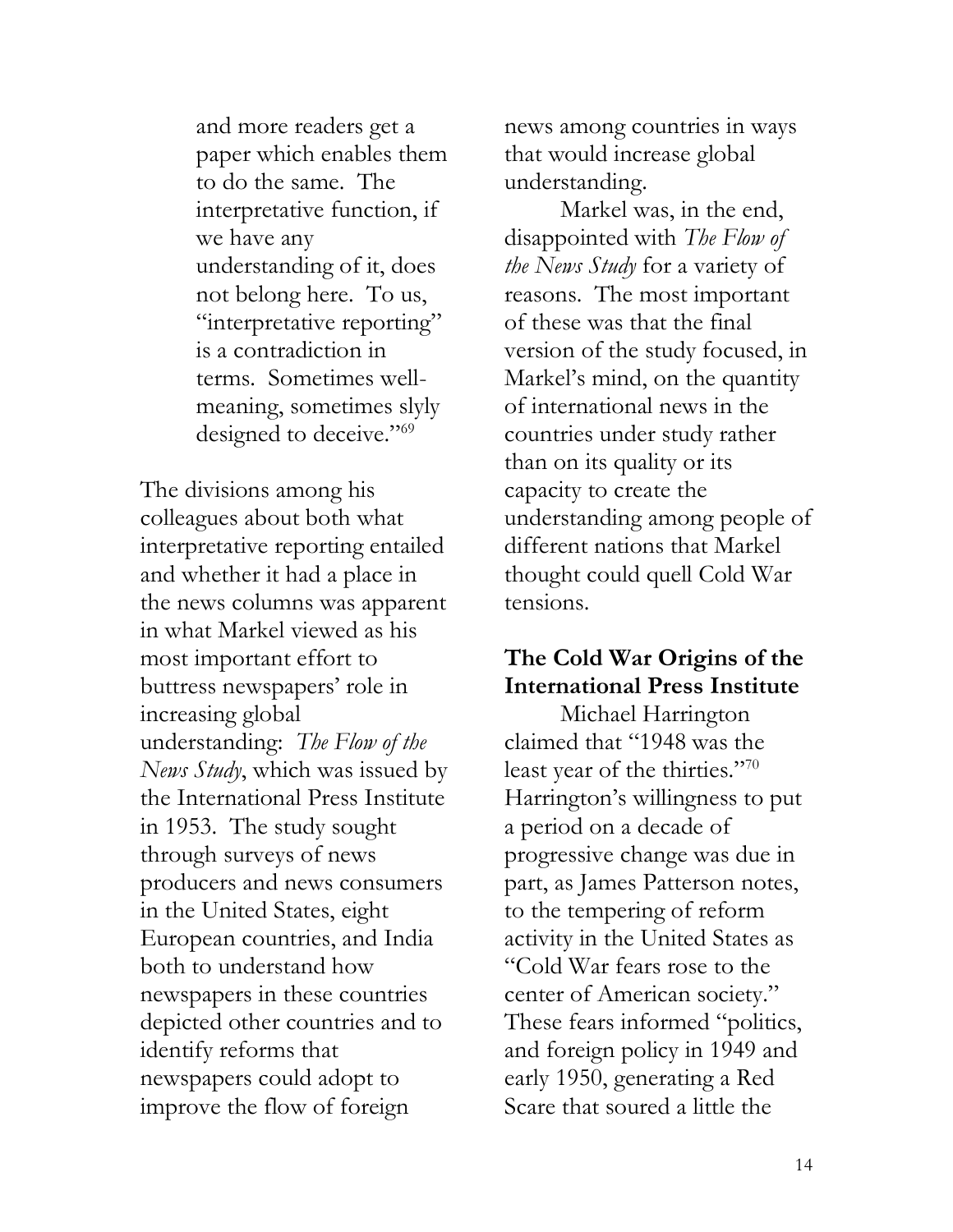and more readers get a paper which enables them to do the same. The interpretative function, if we have any understanding of it, does not belong here. To us, "interpretative reporting" is a contradiction in terms. Sometimes well-meaning, sometimes slyly designed to deceive."[69]

The divisions among his colleagues about both what interpretative reporting entailed and whether it had a place in the news columns was apparent in what Markel viewed as his most important effort to buttress newspapers' role in increasing global understanding: *The Flow of the News Study*, which was issued by the International Press Institute in 1953. The study sought through surveys of news producers and news consumers in the United States, eight European countries, and India both to understand how newspapers in these countries depicted other countries and to identify reforms that newspapers could adopt to improve the flow of foreign news among countries in ways that would increase global understanding.

Markel was, in the end, disappointed with *The Flow of the News Study* for a variety of reasons. The most important of these was that the final version of the study focused, in Markel's mind, on the quantity of international news in the countries under study rather than on its quality or its capacity to create the understanding among people of different nations that Markel thought could quell Cold War tensions.

## The Cold War Origins of the International Press Institute

Michael Harrington claimed that "1948 was the least year of the thirties."[70] Harrington's willingness to put a period on a decade of progressive change was due in part, as James Patterson notes, to the tempering of reform activity in the United States as "Cold War fears rose to the center of American society." These fears informed "politics, and foreign policy in 1949 and early 1950, generating a Red Scare that soured a little the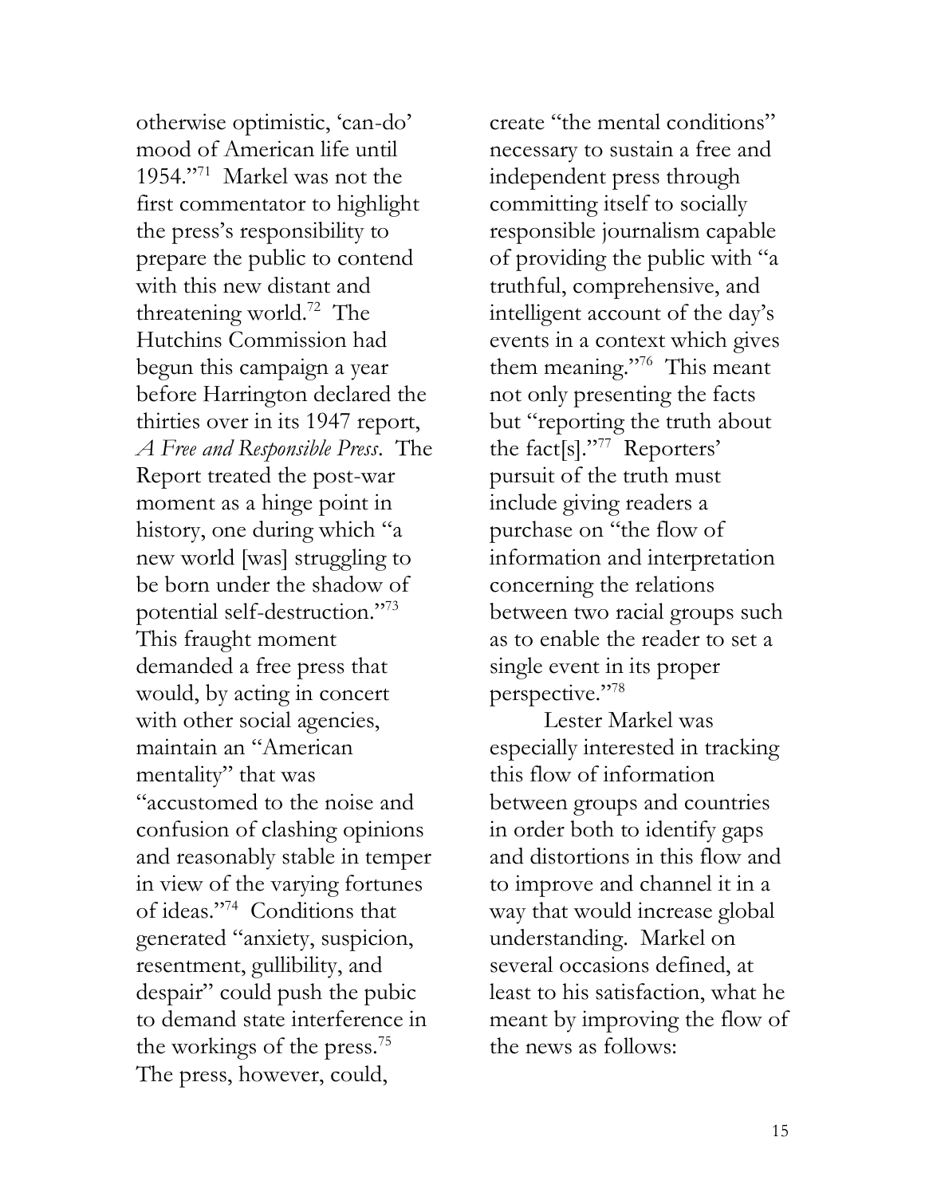otherwise optimistic, 'can-do' mood of American life until 1954."[71] Markel was not the first commentator to highlight the press's responsibility to prepare the public to contend with this new distant and threatening world.[72] The Hutchins Commission had begun this campaign a year before Harrington declared the thirties over in its 1947 report, *A Free and Responsible Press*. The Report treated the post-war moment as a hinge point in history, one during which "a new world [was] struggling to be born under the shadow of potential self-destruction."[73] This fraught moment demanded a free press that would, by acting in concert with other social agencies, maintain an "American mentality" that was "accustomed to the noise and confusion of clashing opinions and reasonably stable in temper in view of the varying fortunes of ideas."[74] Conditions that generated "anxiety, suspicion, resentment, gullibility, and despair" could push the pubic to demand state interference in the workings of the press.[75] The press, however, could, create "the mental conditions" necessary to sustain a free and independent press through committing itself to socially responsible journalism capable of providing the public with "a truthful, comprehensive, and intelligent account of the day's events in a context which gives them meaning."[76] This meant not only presenting the facts but "reporting the truth about the fact[s]."[77] Reporters' pursuit of the truth must include giving readers a purchase on "the flow of information and interpretation concerning the relations between two racial groups such as to enable the reader to set a single event in its proper perspective."[78]

Lester Markel was especially interested in tracking this flow of information between groups and countries in order both to identify gaps and distortions in this flow and to improve and channel it in a way that would increase global understanding. Markel on several occasions defined, at least to his satisfaction, what he meant by improving the flow of the news as follows: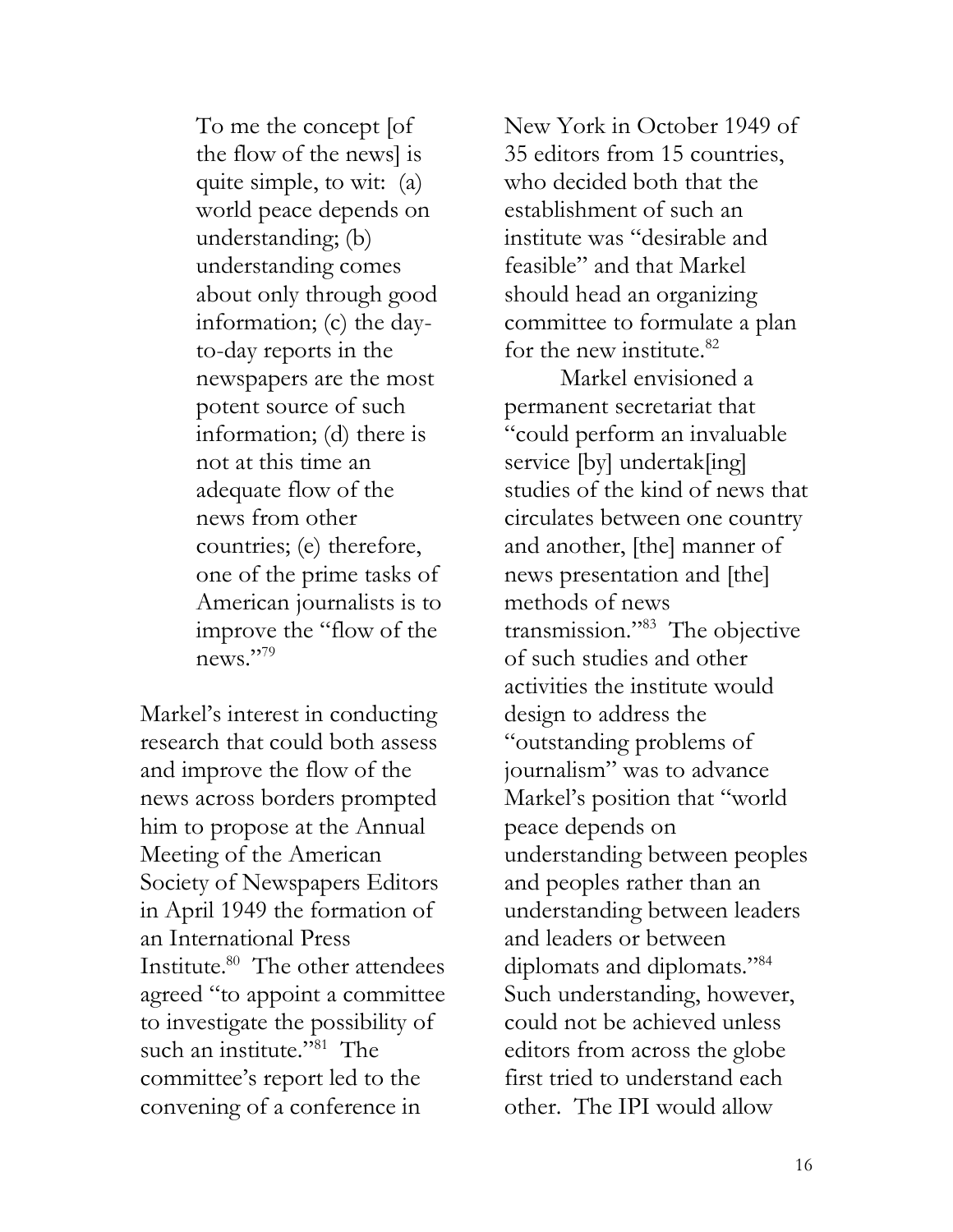> To me the concept [of the flow of the news] is quite simple, to wit: (a) world peace depends on understanding; (b) understanding comes about only through good information; (c) the day-to-day reports in the newspapers are the most potent source of such information; (d) there is not at this time an adequate flow of the news from other countries; (e) therefore, one of the prime tasks of American journalists is to improve the "flow of the news."[79]

Markel's interest in conducting research that could both assess and improve the flow of the news across borders prompted him to propose at the Annual Meeting of the American Society of Newspapers Editors in April 1949 the formation of an International Press Institute.[80] The other attendees agreed "to appoint a committee to investigate the possibility of such an institute."[81] The committee's report led to the convening of a conference in New York in October 1949 of 35 editors from 15 countries, who decided both that the establishment of such an institute was "desirable and feasible" and that Markel should head an organizing committee to formulate a plan for the new institute.[82]

Markel envisioned a permanent secretariat that "could perform an invaluable service [by] undertak[ing] studies of the kind of news that circulates between one country and another, [the] manner of news presentation and [the] methods of news transmission."[83] The objective of such studies and other activities the institute would design to address the "outstanding problems of journalism" was to advance Markel's position that "world peace depends on understanding between peoples and peoples rather than an understanding between leaders and leaders or between diplomats and diplomats."[84] Such understanding, however, could not be achieved unless editors from across the globe first tried to understand each other. The IPI would allow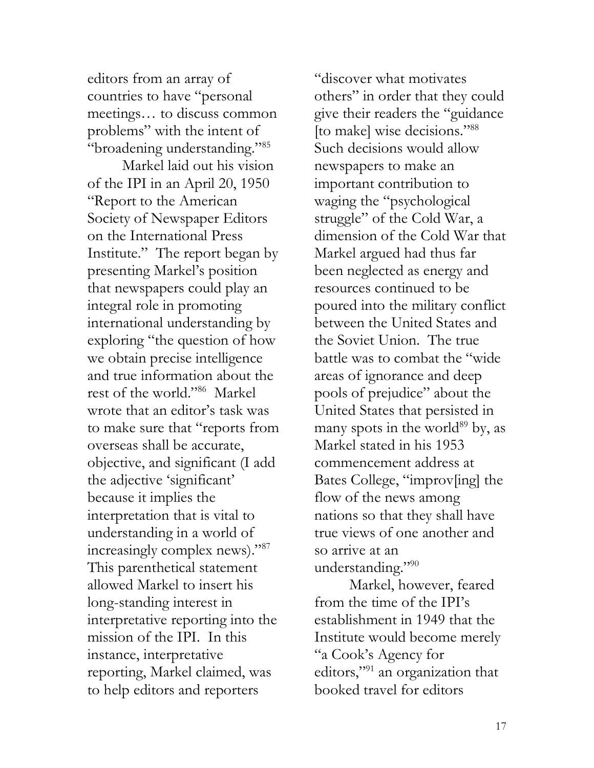editors from an array of countries to have "personal meetings… to discuss common problems" with the intent of "broadening understanding."[85]

Markel laid out his vision of the IPI in an April 20, 1950 "Report to the American Society of Newspaper Editors on the International Press Institute." The report began by presenting Markel's position that newspapers could play an integral role in promoting international understanding by exploring "the question of how we obtain precise intelligence and true information about the rest of the world."[86] Markel wrote that an editor's task was to make sure that "reports from overseas shall be accurate, objective, and significant (I add the adjective 'significant' because it implies the interpretation that is vital to understanding in a world of increasingly complex news)."[87] This parenthetical statement allowed Markel to insert his long-standing interest in interpretative reporting into the mission of the IPI. In this instance, interpretative reporting, Markel claimed, was to help editors and reporters "discover what motivates others" in order that they could give their readers the "guidance [to make] wise decisions."[88] Such decisions would allow newspapers to make an important contribution to waging the "psychological struggle" of the Cold War, a dimension of the Cold War that Markel argued had thus far been neglected as energy and resources continued to be poured into the military conflict between the United States and the Soviet Union. The true battle was to combat the "wide areas of ignorance and deep pools of prejudice" about the United States that persisted in many spots in the world[89] by, as Markel stated in his 1953 commencement address at Bates College, "improv[ing] the flow of the news among nations so that they shall have true views of one another and so arrive at an understanding."[90]

Markel, however, feared from the time of the IPI's establishment in 1949 that the Institute would become merely "a Cook's Agency for editors,"[91] an organization that booked travel for editors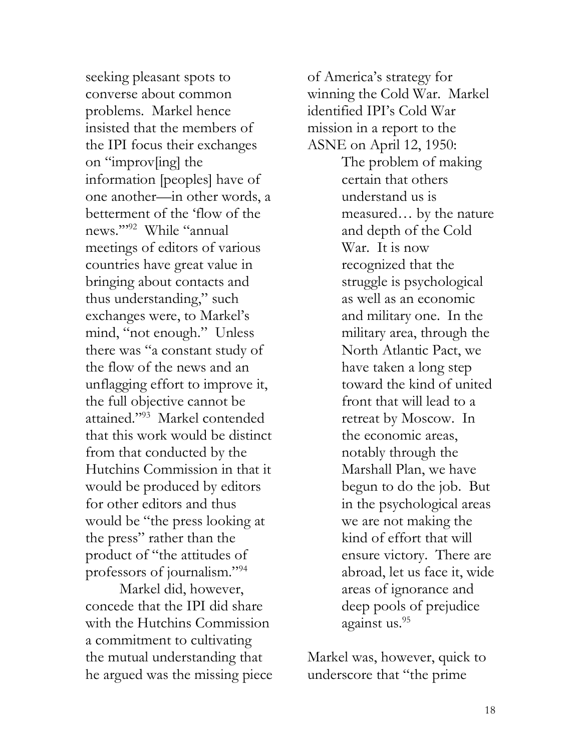seeking pleasant spots to converse about common problems. Markel hence insisted that the members of the IPI focus their exchanges on "improv[ing] the information [peoples] have of one another—in other words, a betterment of the 'flow of the news.'"[92] While "annual meetings of editors of various countries have great value in bringing about contacts and thus understanding," such exchanges were, to Markel's mind, "not enough." Unless there was "a constant study of the flow of the news and an unflagging effort to improve it, the full objective cannot be attained."[93] Markel contended that this work would be distinct from that conducted by the Hutchins Commission in that it would be produced by editors for other editors and thus would be "the press looking at the press" rather than the product of "the attitudes of professors of journalism."[94]

Markel did, however, concede that the IPI did share with the Hutchins Commission a commitment to cultivating the mutual understanding that he argued was the missing piece of America's strategy for winning the Cold War. Markel identified IPI's Cold War mission in a report to the ASNE on April 12, 1950:

> The problem of making certain that others understand us is measured… by the nature and depth of the Cold War. It is now recognized that the struggle is psychological as well as an economic and military one. In the military area, through the North Atlantic Pact, we have taken a long step toward the kind of united front that will lead to a retreat by Moscow. In the economic areas, notably through the Marshall Plan, we have begun to do the job. But in the psychological areas we are not making the kind of effort that will ensure victory. There are abroad, let us face it, wide areas of ignorance and deep pools of prejudice against us.[95]

Markel was, however, quick to underscore that "the prime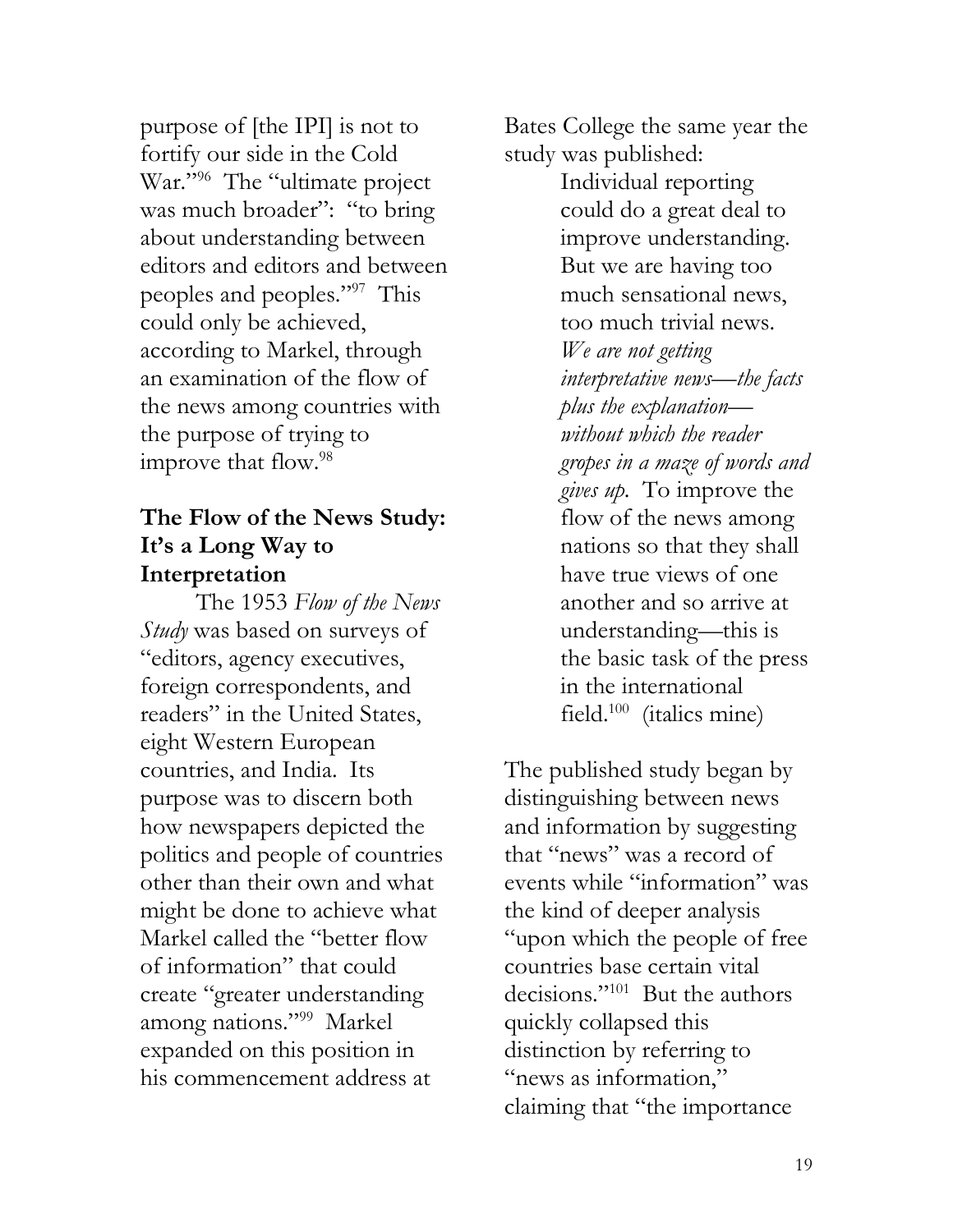purpose of [the IPI] is not to fortify our side in the Cold War."[96] The "ultimate project was much broader": "to bring about understanding between editors and editors and between peoples and peoples."[97] This could only be achieved, according to Markel, through an examination of the flow of the news among countries with the purpose of trying to improve that flow.[98]

### The Flow of the News Study: It's a Long Way to Interpretation

The 1953 *Flow of the News Study* was based on surveys of "editors, agency executives, foreign correspondents, and readers" in the United States, eight Western European countries, and India. Its purpose was to discern both how newspapers depicted the politics and people of countries other than their own and what might be done to achieve what Markel called the "better flow of information" that could create "greater understanding among nations."[99] Markel expanded on this position in his commencement address at Bates College the same year the study was published:

> Individual reporting could do a great deal to improve understanding. But we are having too much sensational news, too much trivial news. *We are not getting interpretative news—the facts plus the explanation—without which the reader gropes in a maze of words and gives up.* To improve the flow of the news among nations so that they shall have true views of one another and so arrive at understanding—this is the basic task of the press in the international field.[100] (italics mine)

The published study began by distinguishing between news and information by suggesting that "news" was a record of events while "information" was the kind of deeper analysis "upon which the people of free countries base certain vital decisions."[101] But the authors quickly collapsed this distinction by referring to "news as information," claiming that "the importance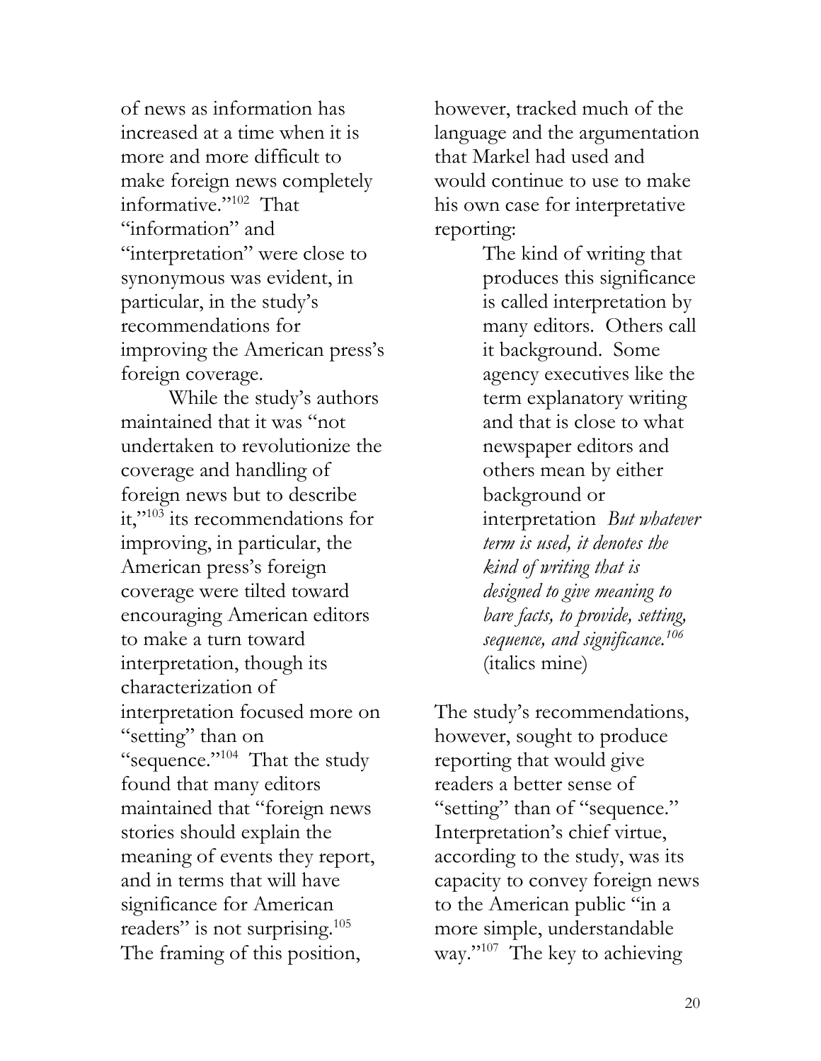of news as information has increased at a time when it is more and more difficult to make foreign news completely informative."[102] That "information" and "interpretation" were close to synonymous was evident, in particular, in the study's recommendations for improving the American press's foreign coverage.

While the study's authors maintained that it was "not undertaken to revolutionize the coverage and handling of foreign news but to describe it,"[103] its recommendations for improving, in particular, the American press's foreign coverage were tilted toward encouraging American editors to make a turn toward interpretation, though its characterization of interpretation focused more on "setting" than on "sequence."[104] That the study found that many editors maintained that "foreign news stories should explain the meaning of events they report, and in terms that will have significance for American readers" is not surprising.[105] The framing of this position, however, tracked much of the language and the argumentation that Markel had used and would continue to use to make his own case for interpretative reporting:

> The kind of writing that produces this significance is called interpretation by many editors. Others call it background. Some agency executives like the term explanatory writing and that is close to what newspaper editors and others mean by either background or interpretation *But whatever term is used, it denotes the kind of writing that is designed to give meaning to bare facts, to provide, setting, sequence, and significance.*[106] (italics mine)

The study's recommendations, however, sought to produce reporting that would give readers a better sense of "setting" than of "sequence." Interpretation's chief virtue, according to the study, was its capacity to convey foreign news to the American public "in a more simple, understandable way."[107] The key to achieving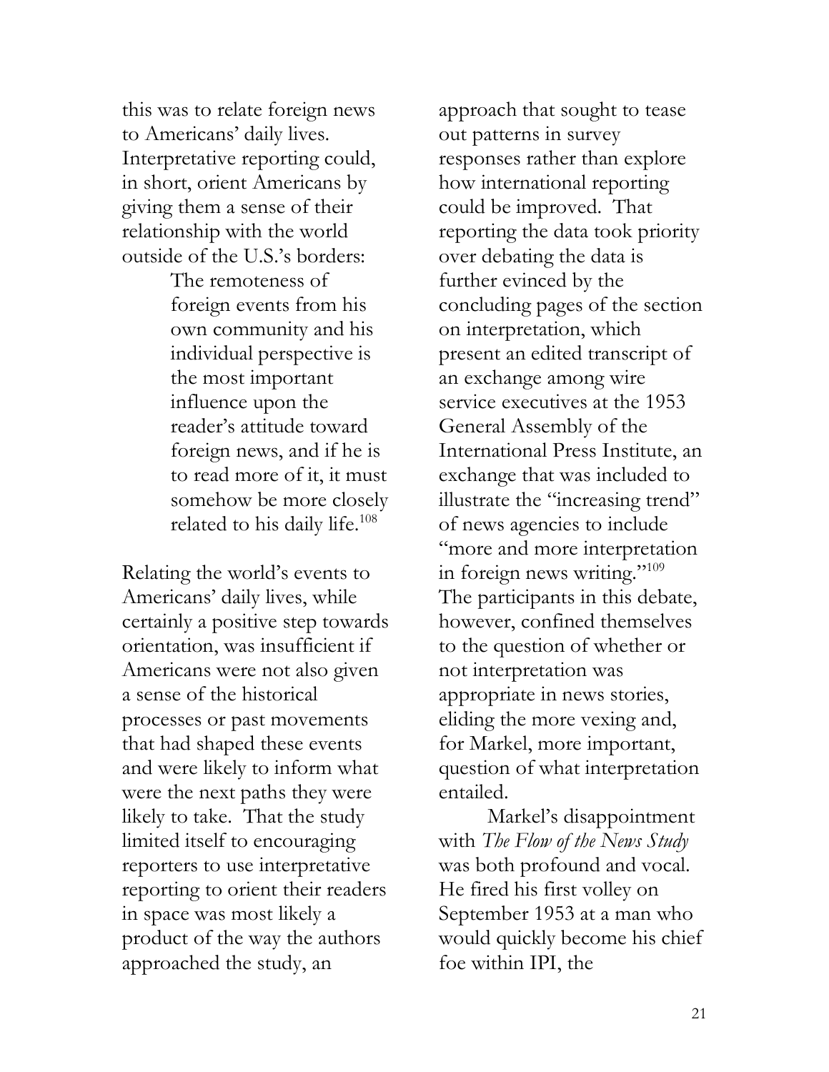this was to relate foreign news to Americans' daily lives. Interpretative reporting could, in short, orient Americans by giving them a sense of their relationship with the world outside of the U.S.'s borders:

> The remoteness of foreign events from his own community and his individual perspective is the most important influence upon the reader's attitude toward foreign news, and if he is to read more of it, it must somehow be more closely related to his daily life.[108]

Relating the world's events to Americans' daily lives, while certainly a positive step towards orientation, was insufficient if Americans were not also given a sense of the historical processes or past movements that had shaped these events and were likely to inform what were the next paths they were likely to take. That the study limited itself to encouraging reporters to use interpretative reporting to orient their readers in space was most likely a product of the way the authors approached the study, an approach that sought to tease out patterns in survey responses rather than explore how international reporting could be improved. That reporting the data took priority over debating the data is further evinced by the concluding pages of the section on interpretation, which present an edited transcript of an exchange among wire service executives at the 1953 General Assembly of the International Press Institute, an exchange that was included to illustrate the "increasing trend" of news agencies to include "more and more interpretation in foreign news writing."[109] The participants in this debate, however, confined themselves to the question of whether or not interpretation was appropriate in news stories, eliding the more vexing and, for Markel, more important, question of what interpretation entailed.

Markel's disappointment with *The Flow of the News Study* was both profound and vocal. He fired his first volley on September 1953 at a man who would quickly become his chief foe within IPI, the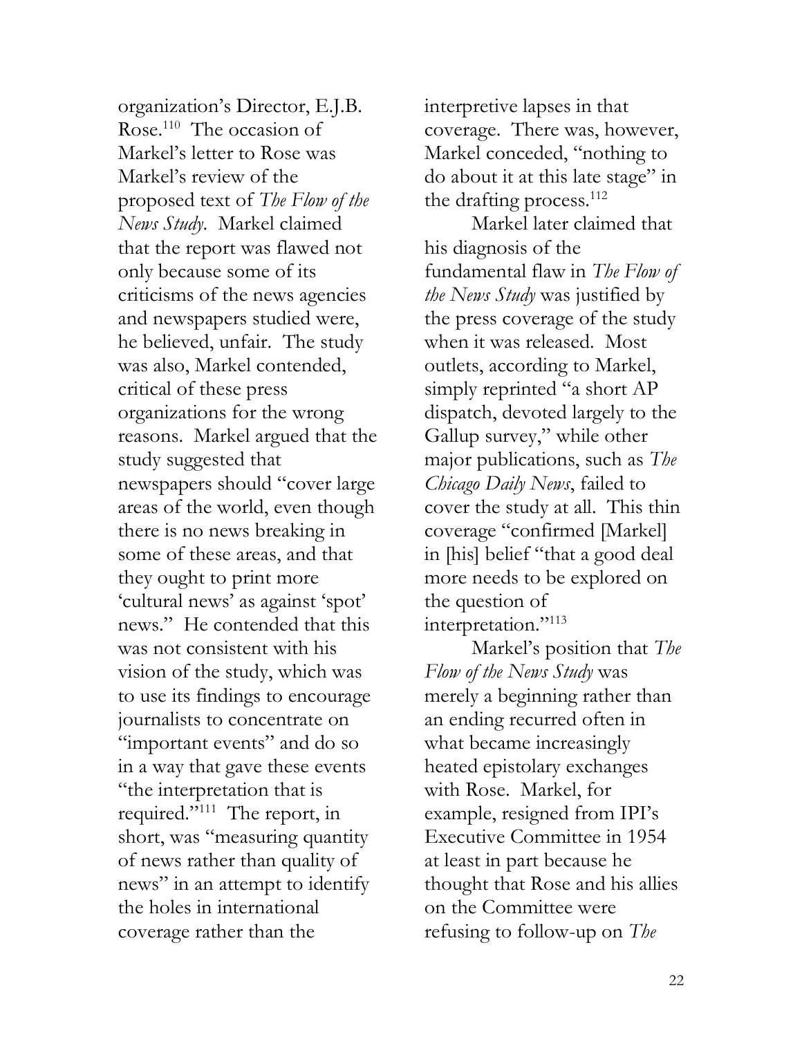organization's Director, E.J.B. Rose.[110] The occasion of Markel's letter to Rose was Markel's review of the proposed text of *The Flow of the News Study*. Markel claimed that the report was flawed not only because some of its criticisms of the news agencies and newspapers studied were, he believed, unfair. The study was also, Markel contended, critical of these press organizations for the wrong reasons. Markel argued that the study suggested that newspapers should "cover large areas of the world, even though there is no news breaking in some of these areas, and that they ought to print more 'cultural news' as against 'spot' news." He contended that this was not consistent with his vision of the study, which was to use its findings to encourage journalists to concentrate on "important events" and do so in a way that gave these events "the interpretation that is required."[111] The report, in short, was "measuring quantity of news rather than quality of news" in an attempt to identify the holes in international coverage rather than the interpretive lapses in that coverage. There was, however, Markel conceded, "nothing to do about it at this late stage" in the drafting process.[112]

Markel later claimed that his diagnosis of the fundamental flaw in *The Flow of the News Study* was justified by the press coverage of the study when it was released. Most outlets, according to Markel, simply reprinted "a short AP dispatch, devoted largely to the Gallup survey," while other major publications, such as *The Chicago Daily News*, failed to cover the study at all. This thin coverage "confirmed [Markel] in [his] belief "that a good deal more needs to be explored on the question of interpretation."[113]

Markel's position that *The Flow of the News Study* was merely a beginning rather than an ending recurred often in what became increasingly heated epistolary exchanges with Rose. Markel, for example, resigned from IPI's Executive Committee in 1954 at least in part because he thought that Rose and his allies on the Committee were refusing to follow-up on *The*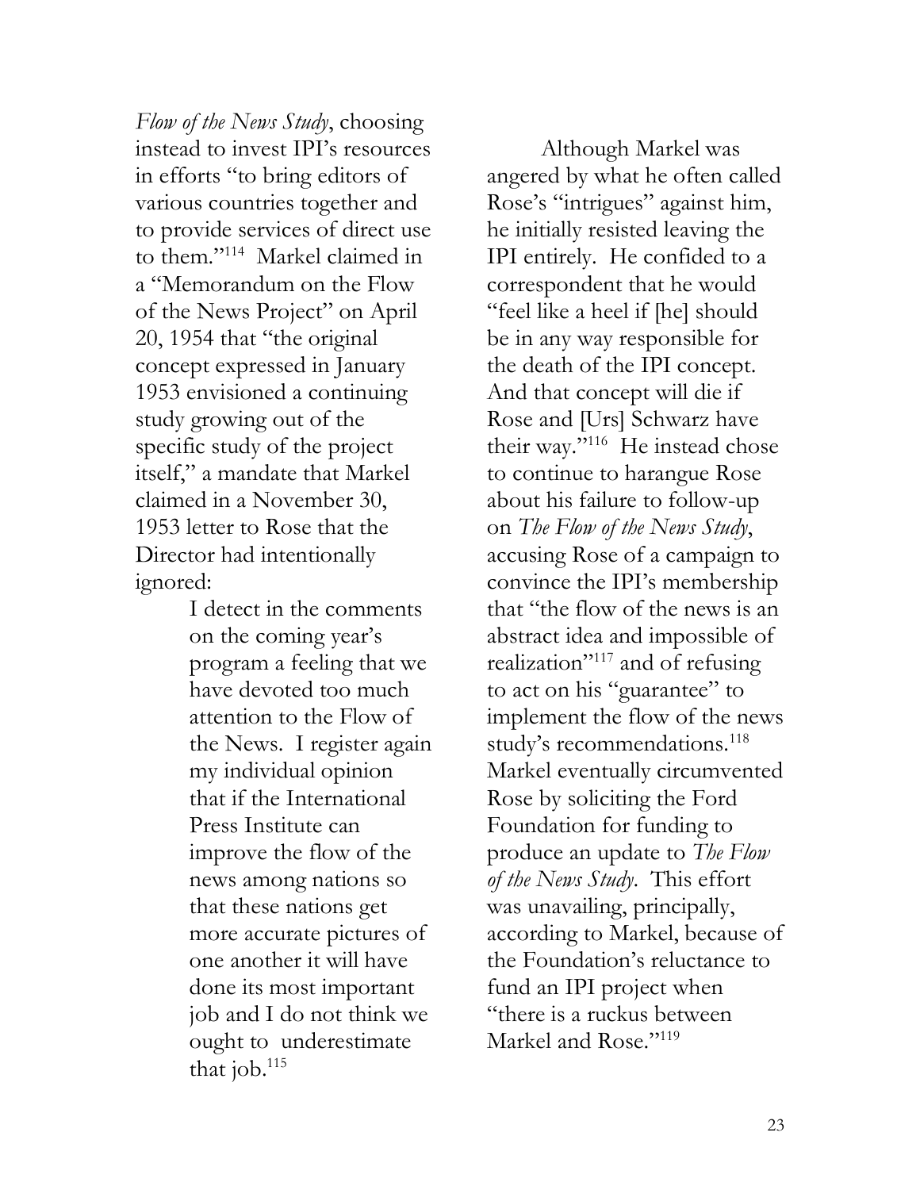*Flow of the News Study*, choosing instead to invest IPI's resources in efforts "to bring editors of various countries together and to provide services of direct use to them."[114] Markel claimed in a "Memorandum on the Flow of the News Project" on April 20, 1954 that "the original concept expressed in January 1953 envisioned a continuing study growing out of the specific study of the project itself," a mandate that Markel claimed in a November 30, 1953 letter to Rose that the Director had intentionally ignored:

> I detect in the comments on the coming year's program a feeling that we have devoted too much attention to the Flow of the News. I register again my individual opinion that if the International Press Institute can improve the flow of the news among nations so that these nations get more accurate pictures of one another it will have done its most important job and I do not think we ought to underestimate that job.[115]

Although Markel was angered by what he often called Rose's "intrigues" against him, he initially resisted leaving the IPI entirely. He confided to a correspondent that he would "feel like a heel if [he] should be in any way responsible for the death of the IPI concept. And that concept will die if Rose and [Urs] Schwarz have their way."[116] He instead chose to continue to harangue Rose about his failure to follow-up on *The Flow of the News Study*, accusing Rose of a campaign to convince the IPI's membership that "the flow of the news is an abstract idea and impossible of realization"[117] and of refusing to act on his "guarantee" to implement the flow of the news study's recommendations.[118] Markel eventually circumvented Rose by soliciting the Ford Foundation for funding to produce an update to *The Flow of the News Study*. This effort was unavailing, principally, according to Markel, because of the Foundation's reluctance to fund an IPI project when "there is a ruckus between Markel and Rose."[119]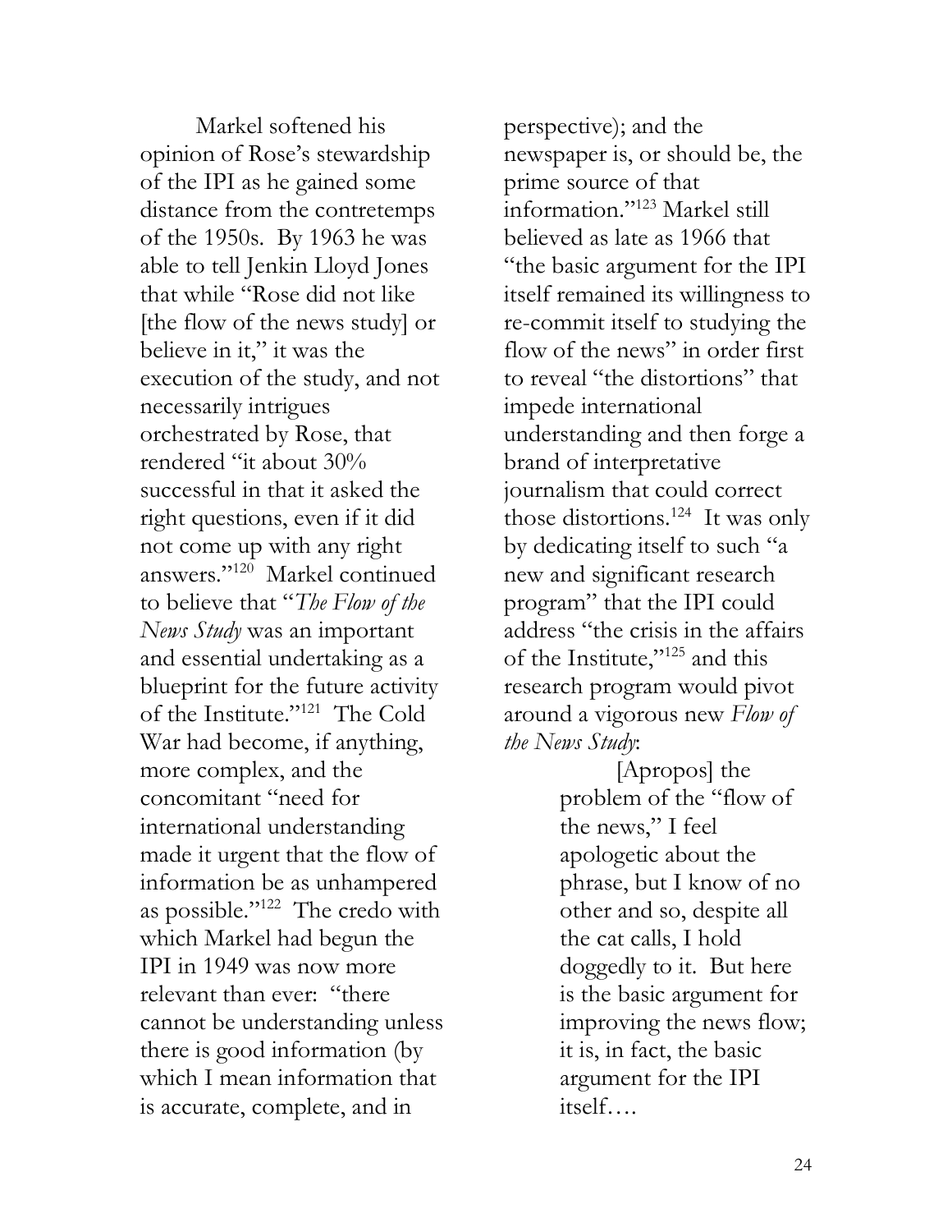Markel softened his opinion of Rose's stewardship of the IPI as he gained some distance from the contretemps of the 1950s. By 1963 he was able to tell Jenkin Lloyd Jones that while "Rose did not like [the flow of the news study] or believe in it," it was the execution of the study, and not necessarily intrigues orchestrated by Rose, that rendered "it about 30% successful in that it asked the right questions, even if it did not come up with any right answers."[120] Markel continued to believe that "*The Flow of the News Study* was an important and essential undertaking as a blueprint for the future activity of the Institute."[121] The Cold War had become, if anything, more complex, and the concomitant "need for international understanding made it urgent that the flow of information be as unhampered as possible."[122] The credo with which Markel had begun the IPI in 1949 was now more relevant than ever: "there cannot be understanding unless there is good information (by which I mean information that is accurate, complete, and in perspective); and the newspaper is, or should be, the prime source of that information."[123] Markel still believed as late as 1966 that "the basic argument for the IPI itself remained its willingness to re-commit itself to studying the flow of the news" in order first to reveal "the distortions" that impede international understanding and then forge a brand of interpretative journalism that could correct those distortions.[124] It was only by dedicating itself to such "a new and significant research program" that the IPI could address "the crisis in the affairs of the Institute,"[125] and this research program would pivot around a vigorous new *Flow of the News Study*:

> [Apropos] the problem of the "flow of the news," I feel apologetic about the phrase, but I know of no other and so, despite all the cat calls, I hold doggedly to it. But here is the basic argument for improving the news flow; it is, in fact, the basic argument for the IPI itself….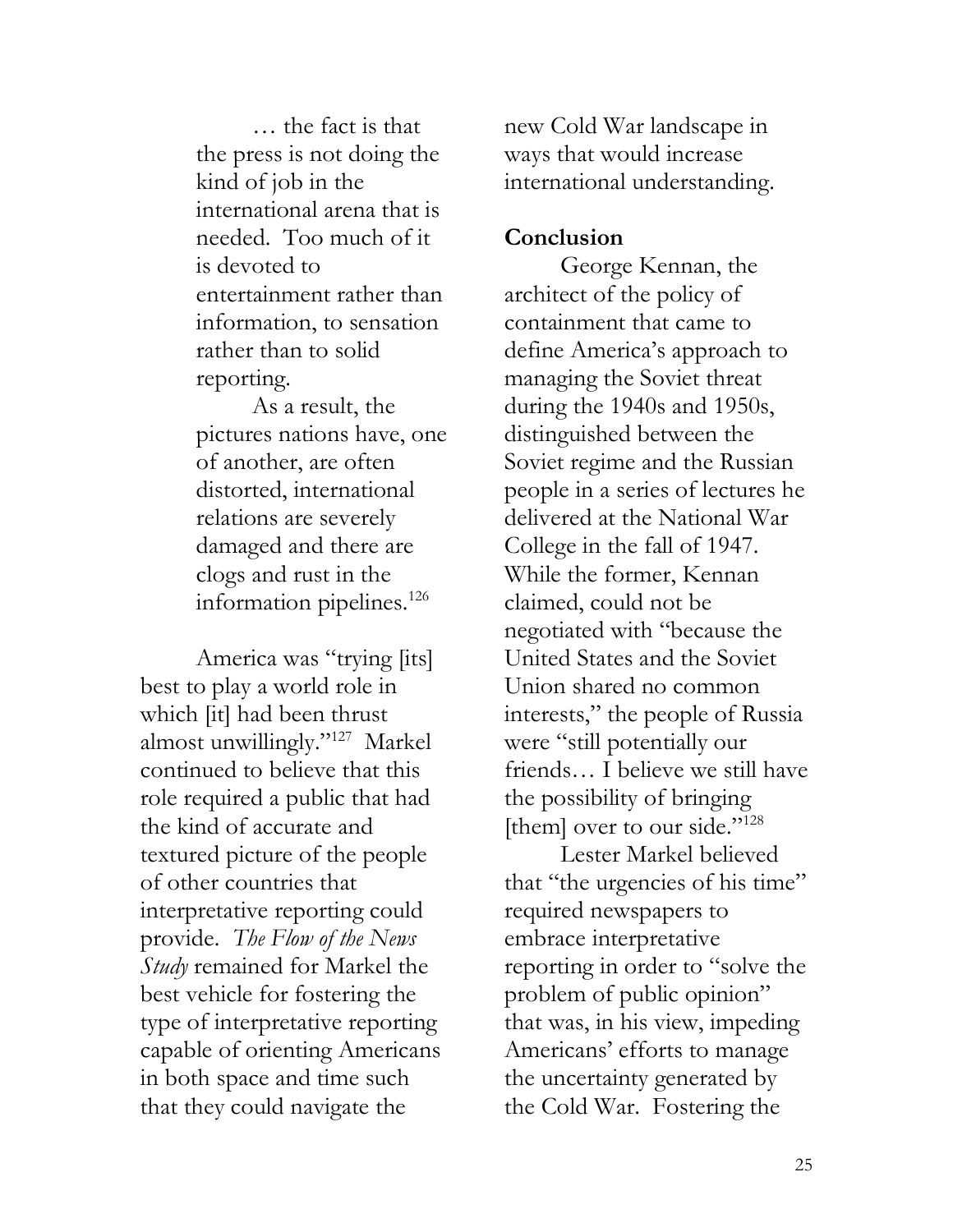> … the fact is that the press is not doing the kind of job in the international arena that is needed. Too much of it is devoted to entertainment rather than information, to sensation rather than to solid reporting.
>
> As a result, the pictures nations have, one of another, are often distorted, international relations are severely damaged and there are clogs and rust in the information pipelines.[126]

America was "trying [its] best to play a world role in which [it] had been thrust almost unwillingly."[127] Markel continued to believe that this role required a public that had the kind of accurate and textured picture of the people of other countries that interpretative reporting could provide. *The Flow of the News Study* remained for Markel the best vehicle for fostering the type of interpretative reporting capable of orienting Americans in both space and time such that they could navigate the new Cold War landscape in ways that would increase international understanding.

**Conclusion**

George Kennan, the architect of the policy of containment that came to define America's approach to managing the Soviet threat during the 1940s and 1950s, distinguished between the Soviet regime and the Russian people in a series of lectures he delivered at the National War College in the fall of 1947. While the former, Kennan claimed, could not be negotiated with "because the United States and the Soviet Union shared no common interests," the people of Russia were "still potentially our friends… I believe we still have the possibility of bringing [them] over to our side."[128]

Lester Markel believed that "the urgencies of his time" required newspapers to embrace interpretative reporting in order to "solve the problem of public opinion" that was, in his view, impeding Americans' efforts to manage the uncertainty generated by the Cold War. Fostering the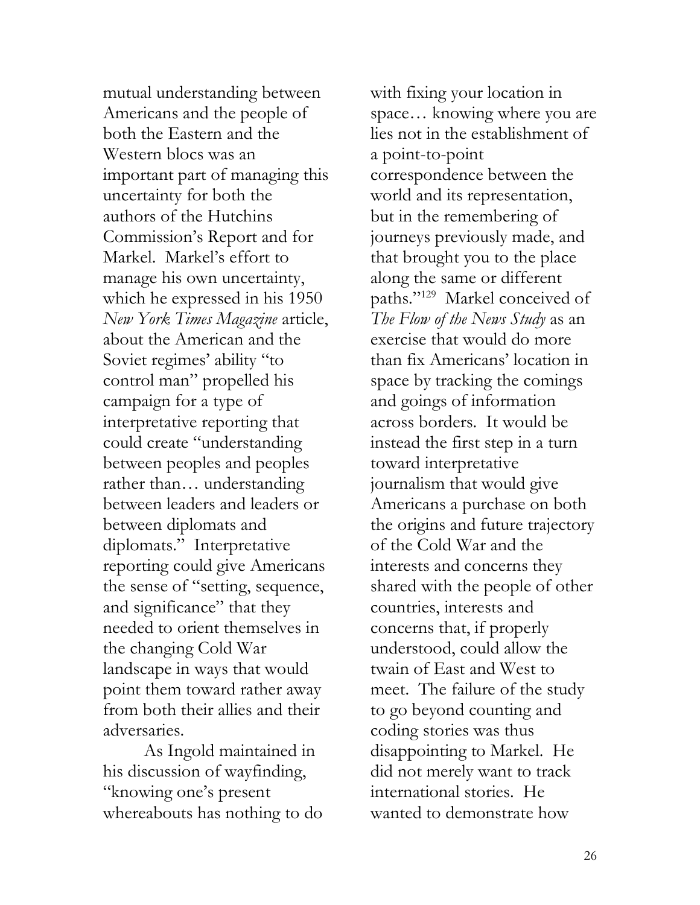mutual understanding between Americans and the people of both the Eastern and the Western blocs was an important part of managing this uncertainty for both the authors of the Hutchins Commission's Report and for Markel. Markel's effort to manage his own uncertainty, which he expressed in his 1950 *New York Times Magazine* article, about the American and the Soviet regimes' ability "to control man" propelled his campaign for a type of interpretative reporting that could create "understanding between peoples and peoples rather than… understanding between leaders and leaders or between diplomats and diplomats." Interpretative reporting could give Americans the sense of "setting, sequence, and significance" that they needed to orient themselves in the changing Cold War landscape in ways that would point them toward rather away from both their allies and their adversaries.

As Ingold maintained in his discussion of wayfinding, "knowing one's present whereabouts has nothing to do with fixing your location in space… knowing where you are lies not in the establishment of a point-to-point correspondence between the world and its representation, but in the remembering of journeys previously made, and that brought you to the place along the same or different paths."[129] Markel conceived of *The Flow of the News Study* as an exercise that would do more than fix Americans' location in space by tracking the comings and goings of information across borders. It would be instead the first step in a turn toward interpretative journalism that would give Americans a purchase on both the origins and future trajectory of the Cold War and the interests and concerns they shared with the people of other countries, interests and concerns that, if properly understood, could allow the twain of East and West to meet. The failure of the study to go beyond counting and coding stories was thus disappointing to Markel. He did not merely want to track international stories. He wanted to demonstrate how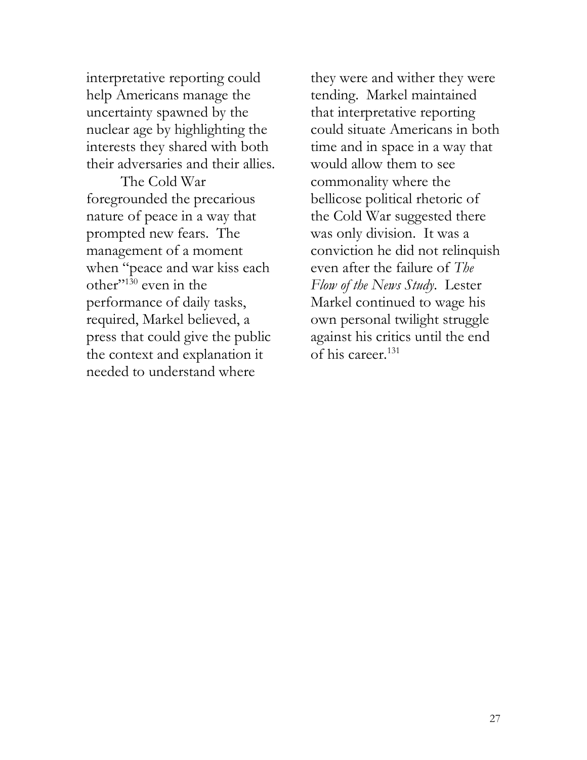interpretative reporting could help Americans manage the uncertainty spawned by the nuclear age by highlighting the interests they shared with both their adversaries and their allies.

The Cold War foregrounded the precarious nature of peace in a way that prompted new fears. The management of a moment when "peace and war kiss each other"[130] even in the performance of daily tasks, required, Markel believed, a press that could give the public the context and explanation it needed to understand where they were and wither they were tending. Markel maintained that interpretative reporting could situate Americans in both time and in space in a way that would allow them to see commonality where the bellicose political rhetoric of the Cold War suggested there was only division. It was a conviction he did not relinquish even after the failure of *The Flow of the News Study*. Lester Markel continued to wage his own personal twilight struggle against his critics until the end of his career.[131]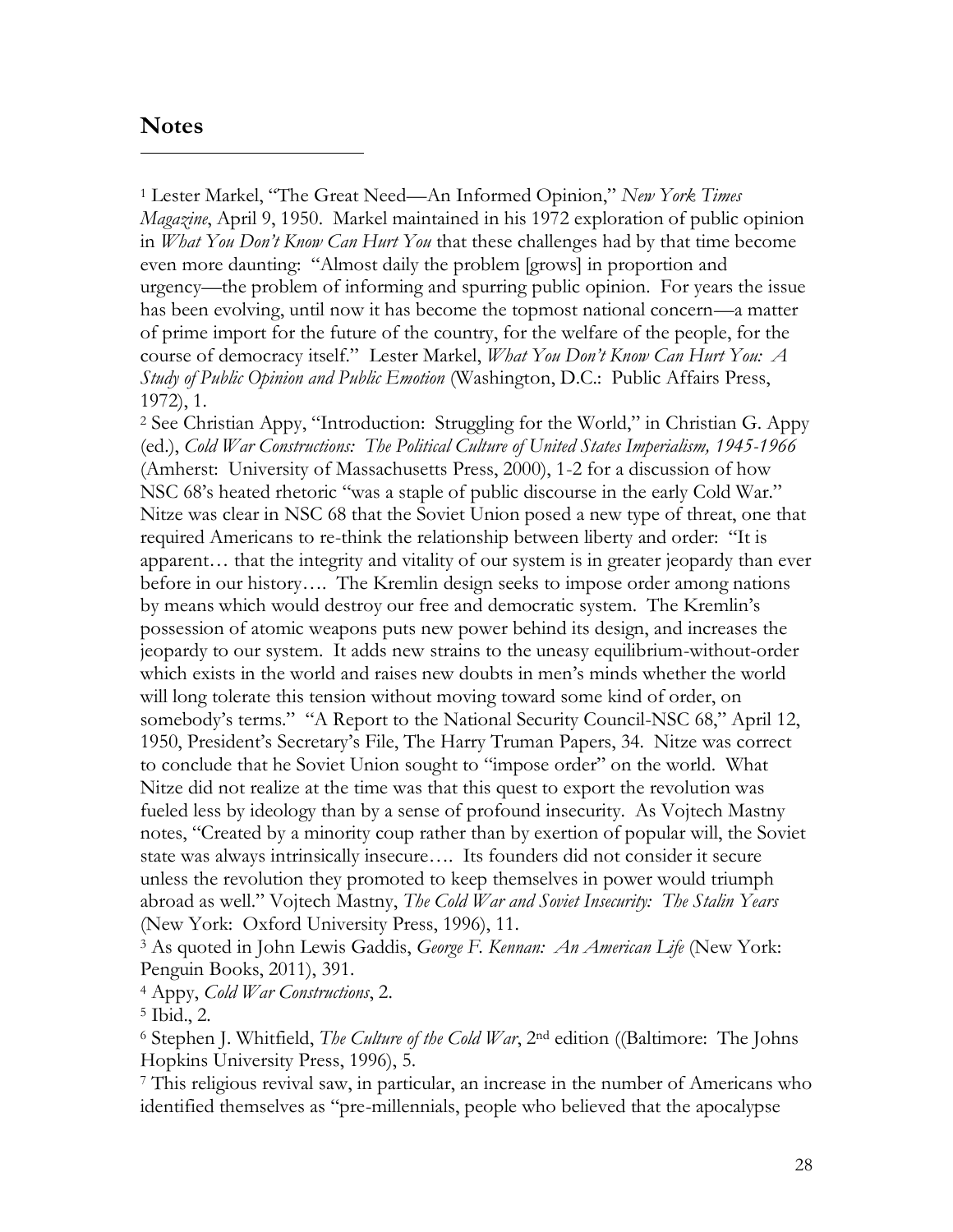## Notes

[1] Lester Markel, "The Great Need—An Informed Opinion," *New York Times Magazine*, April 9, 1950. Markel maintained in his 1972 exploration of public opinion in *What You Don't Know Can Hurt You* that these challenges had by that time become even more daunting: "Almost daily the problem [grows] in proportion and urgency—the problem of informing and spurring public opinion. For years the issue has been evolving, until now it has become the topmost national concern—a matter of prime import for the future of the country, for the welfare of the people, for the course of democracy itself." Lester Markel, *What You Don't Know Can Hurt You: A Study of Public Opinion and Public Emotion* (Washington, D.C.: Public Affairs Press, 1972), 1.

[2] See Christian Appy, "Introduction: Struggling for the World," in Christian G. Appy (ed.), *Cold War Constructions: The Political Culture of United States Imperialism, 1945-1966* (Amherst: University of Massachusetts Press, 2000), 1-2 for a discussion of how NSC 68's heated rhetoric "was a staple of public discourse in the early Cold War." Nitze was clear in NSC 68 that the Soviet Union posed a new type of threat, one that required Americans to re-think the relationship between liberty and order: "It is apparent… that the integrity and vitality of our system is in greater jeopardy than ever before in our history…. The Kremlin design seeks to impose order among nations by means which would destroy our free and democratic system. The Kremlin's possession of atomic weapons puts new power behind its design, and increases the jeopardy to our system. It adds new strains to the uneasy equilibrium-without-order which exists in the world and raises new doubts in men's minds whether the world will long tolerate this tension without moving toward some kind of order, on somebody's terms." "A Report to the National Security Council-NSC 68," April 12, 1950, President's Secretary's File, The Harry Truman Papers, 34. Nitze was correct to conclude that he Soviet Union sought to "impose order" on the world. What Nitze did not realize at the time was that this quest to export the revolution was fueled less by ideology than by a sense of profound insecurity. As Vojtech Mastny notes, "Created by a minority coup rather than by exertion of popular will, the Soviet state was always intrinsically insecure…. Its founders did not consider it secure unless the revolution they promoted to keep themselves in power would triumph abroad as well." Vojtech Mastny, *The Cold War and Soviet Insecurity: The Stalin Years* (New York: Oxford University Press, 1996), 11.

[3] As quoted in John Lewis Gaddis, *George F. Kennan: An American Life* (New York: Penguin Books, 2011), 391.

[4] Appy, *Cold War Constructions*, 2.

[5] Ibid., 2.

[6] Stephen J. Whitfield, *The Culture of the Cold War*, 2nd edition ((Baltimore: The Johns Hopkins University Press, 1996), 5.

[7] This religious revival saw, in particular, an increase in the number of Americans who identified themselves as "pre-millennials, people who believed that the apocalypse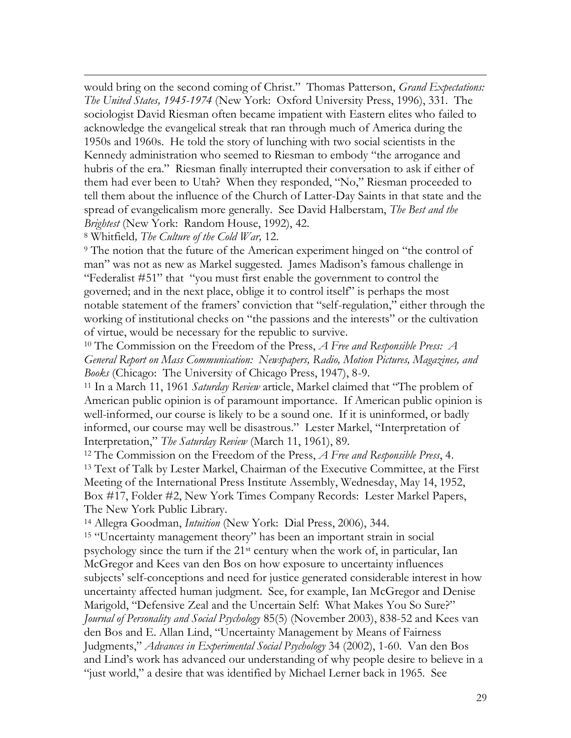would bring on the second coming of Christ." Thomas Patterson, *Grand Expectations: The United States, 1945-1974* (New York: Oxford University Press, 1996), 331. The sociologist David Riesman often became impatient with Eastern elites who failed to acknowledge the evangelical streak that ran through much of America during the 1950s and 1960s. He told the story of lunching with two social scientists in the Kennedy administration who seemed to Riesman to embody "the arrogance and hubris of the era." Riesman finally interrupted their conversation to ask if either of them had ever been to Utah? When they responded, "No," Riesman proceeded to tell them about the influence of the Church of Latter-Day Saints in that state and the spread of evangelicalism more generally. See David Halberstam, *The Best and the Brightest* (New York: Random House, 1992), 42.

[8] Whitfield*, The Culture of the Cold War,* 12.

[9] The notion that the future of the American experiment hinged on "the control of man" was not as new as Markel suggested. James Madison's famous challenge in "Federalist #51" that "you must first enable the government to control the governed; and in the next place, oblige it to control itself" is perhaps the most notable statement of the framers' conviction that "self-regulation," either through the working of institutional checks on "the passions and the interests" or the cultivation of virtue, would be necessary for the republic to survive.

[10] The Commission on the Freedom of the Press, *A Free and Responsible Press: A General Report on Mass Communication: Newspapers, Radio, Motion Pictures, Magazines, and Books* (Chicago: The University of Chicago Press, 1947), 8-9.

[11] In a March 11, 1961 *Saturday Review* article, Markel claimed that "The problem of American public opinion is of paramount importance. If American public opinion is well-informed, our course is likely to be a sound one. If it is uninformed, or badly informed, our course may well be disastrous." Lester Markel, "Interpretation of Interpretation," *The Saturday Review* (March 11, 1961), 89.

[12] The Commission on the Freedom of the Press, *A Free and Responsible Press*, 4.

[13] Text of Talk by Lester Markel, Chairman of the Executive Committee, at the First Meeting of the International Press Institute Assembly, Wednesday, May 14, 1952, Box #17, Folder #2, New York Times Company Records: Lester Markel Papers, The New York Public Library.

[14] Allegra Goodman, *Intuition* (New York: Dial Press, 2006), 344.

[15] "Uncertainty management theory" has been an important strain in social psychology since the turn if the 21st century when the work of, in particular, Ian McGregor and Kees van den Bos on how exposure to uncertainty influences subjects' self-conceptions and need for justice generated considerable interest in how uncertainty affected human judgment. See, for example, Ian McGregor and Denise Marigold, "Defensive Zeal and the Uncertain Self: What Makes You So Sure?" *Journal of Personality and Social Psychology* 85(5) (November 2003), 838-52 and Kees van den Bos and E. Allan Lind, "Uncertainty Management by Means of Fairness Judgments," *Advances in Experimental Social Psychology* 34 (2002), 1-60. Van den Bos and Lind's work has advanced our understanding of why people desire to believe in a "just world," a desire that was identified by Michael Lerner back in 1965. See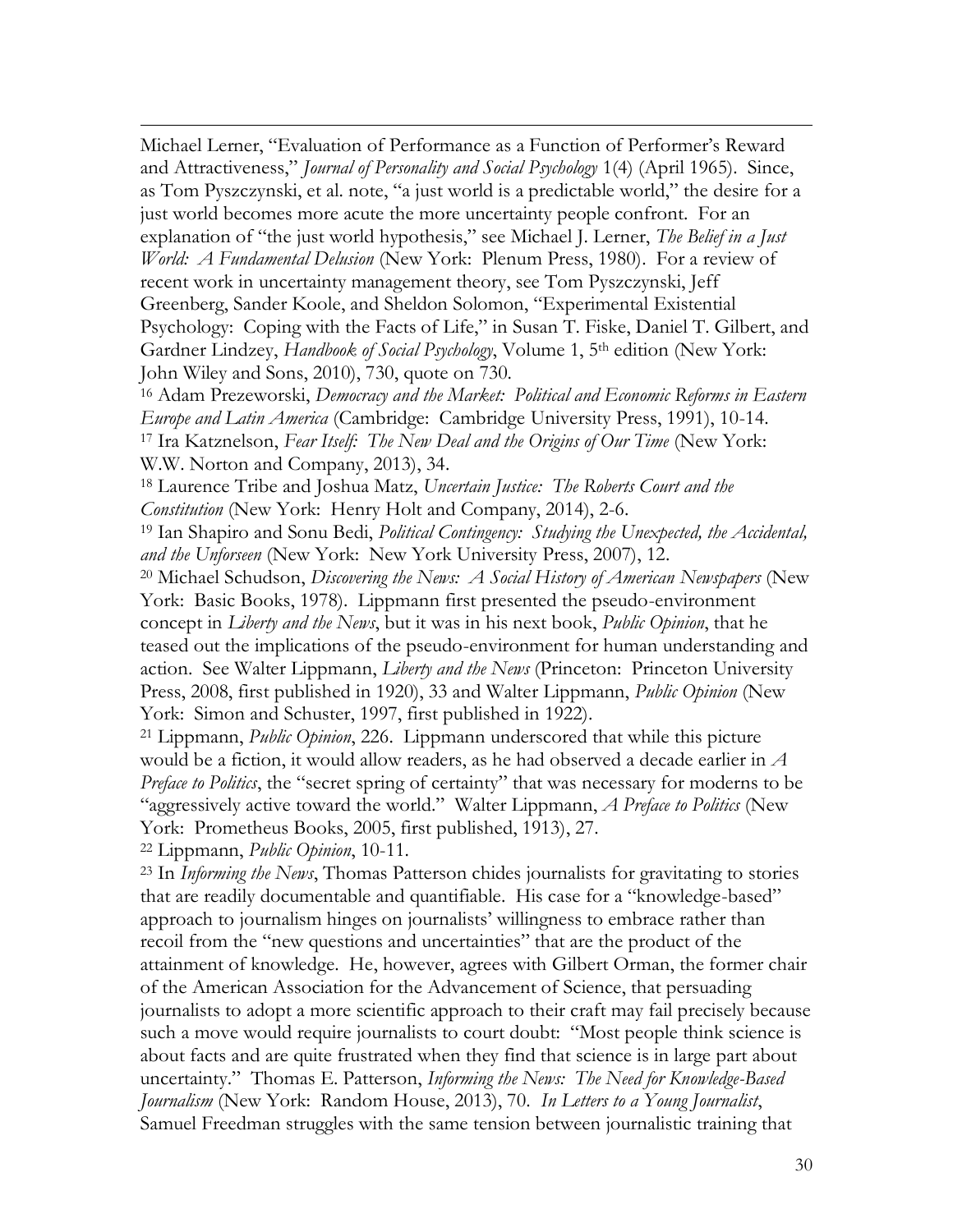Michael Lerner, "Evaluation of Performance as a Function of Performer's Reward and Attractiveness," *Journal of Personality and Social Psychology* 1(4) (April 1965). Since, as Tom Pyszczynski, et al. note, "a just world is a predictable world," the desire for a just world becomes more acute the more uncertainty people confront. For an explanation of "the just world hypothesis," see Michael J. Lerner, *The Belief in a Just World: A Fundamental Delusion* (New York: Plenum Press, 1980). For a review of recent work in uncertainty management theory, see Tom Pyszczynski, Jeff Greenberg, Sander Koole, and Sheldon Solomon, "Experimental Existential Psychology: Coping with the Facts of Life," in Susan T. Fiske, Daniel T. Gilbert, and Gardner Lindzey, *Handbook of Social Psychology*, Volume 1, 5th edition (New York: John Wiley and Sons, 2010), 730, quote on 730.

[16] Adam Prezeworski, *Democracy and the Market: Political and Economic Reforms in Eastern Europe and Latin America* (Cambridge: Cambridge University Press, 1991), 10-14.

[17] Ira Katznelson, *Fear Itself: The New Deal and the Origins of Our Time* (New York: W.W. Norton and Company, 2013), 34.

[18] Laurence Tribe and Joshua Matz, *Uncertain Justice: The Roberts Court and the Constitution* (New York: Henry Holt and Company, 2014), 2-6.

[19] Ian Shapiro and Sonu Bedi, *Political Contingency: Studying the Unexpected, the Accidental, and the Unforseen* (New York: New York University Press, 2007), 12.

[20] Michael Schudson, *Discovering the News: A Social History of American Newspapers* (New York: Basic Books, 1978). Lippmann first presented the pseudo-environment concept in *Liberty and the News*, but it was in his next book, *Public Opinion*, that he teased out the implications of the pseudo-environment for human understanding and action. See Walter Lippmann, *Liberty and the News* (Princeton: Princeton University Press, 2008, first published in 1920), 33 and Walter Lippmann, *Public Opinion* (New York: Simon and Schuster, 1997, first published in 1922).

[21] Lippmann, *Public Opinion*, 226. Lippmann underscored that while this picture would be a fiction, it would allow readers, as he had observed a decade earlier in *A Preface to Politics*, the "secret spring of certainty" that was necessary for moderns to be "aggressively active toward the world." Walter Lippmann, *A Preface to Politics* (New York: Prometheus Books, 2005, first published, 1913), 27.

[22] Lippmann, *Public Opinion*, 10-11.

[23] In *Informing the News*, Thomas Patterson chides journalists for gravitating to stories that are readily documentable and quantifiable. His case for a "knowledge-based" approach to journalism hinges on journalists' willingness to embrace rather than recoil from the "new questions and uncertainties" that are the product of the attainment of knowledge. He, however, agrees with Gilbert Orman, the former chair of the American Association for the Advancement of Science, that persuading journalists to adopt a more scientific approach to their craft may fail precisely because such a move would require journalists to court doubt: "Most people think science is about facts and are quite frustrated when they find that science is in large part about uncertainty." Thomas E. Patterson, *Informing the News: The Need for Knowledge-Based Journalism* (New York: Random House, 2013), 70. *In Letters to a Young Journalist*, Samuel Freedman struggles with the same tension between journalistic training that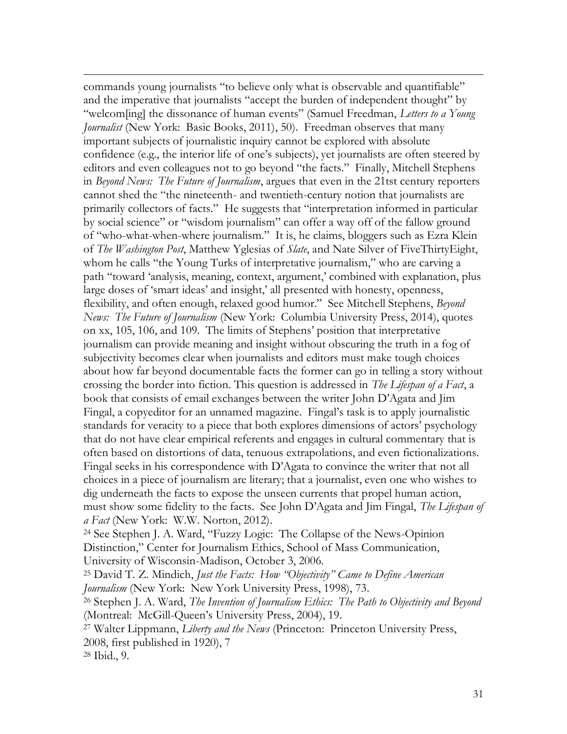commands young journalists "to believe only what is observable and quantifiable" and the imperative that journalists "accept the burden of independent thought" by "welcom[ing] the dissonance of human events" (Samuel Freedman, *Letters to a Young Journalist* (New York: Basic Books, 2011), 50). Freedman observes that many important subjects of journalistic inquiry cannot be explored with absolute confidence (e.g., the interior life of one's subjects), yet journalists are often steered by editors and even colleagues not to go beyond "the facts." Finally, Mitchell Stephens in *Beyond News: The Future of Journalism*, argues that even in the 21tst century reporters cannot shed the "the nineteenth- and twentieth-century notion that journalists are primarily collectors of facts." He suggests that "interpretation informed in particular by social science" or "wisdom journalism" can offer a way off of the fallow ground of "who-what-when-where journalism." It is, he claims, bloggers such as Ezra Klein of *The Washington Post*, Matthew Yglesias of *Slate*, and Nate Silver of FiveThirtyEight, whom he calls "the Young Turks of interpretative journalism," who are carving a path "toward 'analysis, meaning, context, argument,' combined with explanation, plus large doses of 'smart ideas' and insight,' all presented with honesty, openness, flexibility, and often enough, relaxed good humor." See Mitchell Stephens, *Beyond News: The Future of Journalism* (New York: Columbia University Press, 2014), quotes on xx, 105, 106, and 109. The limits of Stephens' position that interpretative journalism can provide meaning and insight without obscuring the truth in a fog of subjectivity becomes clear when journalists and editors must make tough choices about how far beyond documentable facts the former can go in telling a story without crossing the border into fiction. This question is addressed in *The Lifespan of a Fact*, a book that consists of email exchanges between the writer John D'Agata and Jim Fingal, a copyeditor for an unnamed magazine. Fingal's task is to apply journalistic standards for veracity to a piece that both explores dimensions of actors' psychology that do not have clear empirical referents and engages in cultural commentary that is often based on distortions of data, tenuous extrapolations, and even fictionalizations. Fingal seeks in his correspondence with D'Agata to convince the writer that not all choices in a piece of journalism are literary; that a journalist, even one who wishes to dig underneath the facts to expose the unseen currents that propel human action, must show some fidelity to the facts. See John D'Agata and Jim Fingal, *The Lifespan of a Fact* (New York: W.W. Norton, 2012).

[24] See Stephen J. A. Ward, "Fuzzy Logic: The Collapse of the News-Opinion Distinction," Center for Journalism Ethics, School of Mass Communication, University of Wisconsin-Madison, October 3, 2006.

[25] David T. Z. Mindich, *Just the Facts: How "Objectivity" Came to Define American Journalism* (New York: New York University Press, 1998), 73.

[26] Stephen J. A. Ward, *The Invention of Journalism Ethics: The Path to Objectivity and Beyond* (Montreal: McGill-Queen's University Press, 2004), 19.

[27] Walter Lippmann, *Liberty and the News* (Princeton: Princeton University Press, 2008, first published in 1920), 7

[28] Ibid., 9.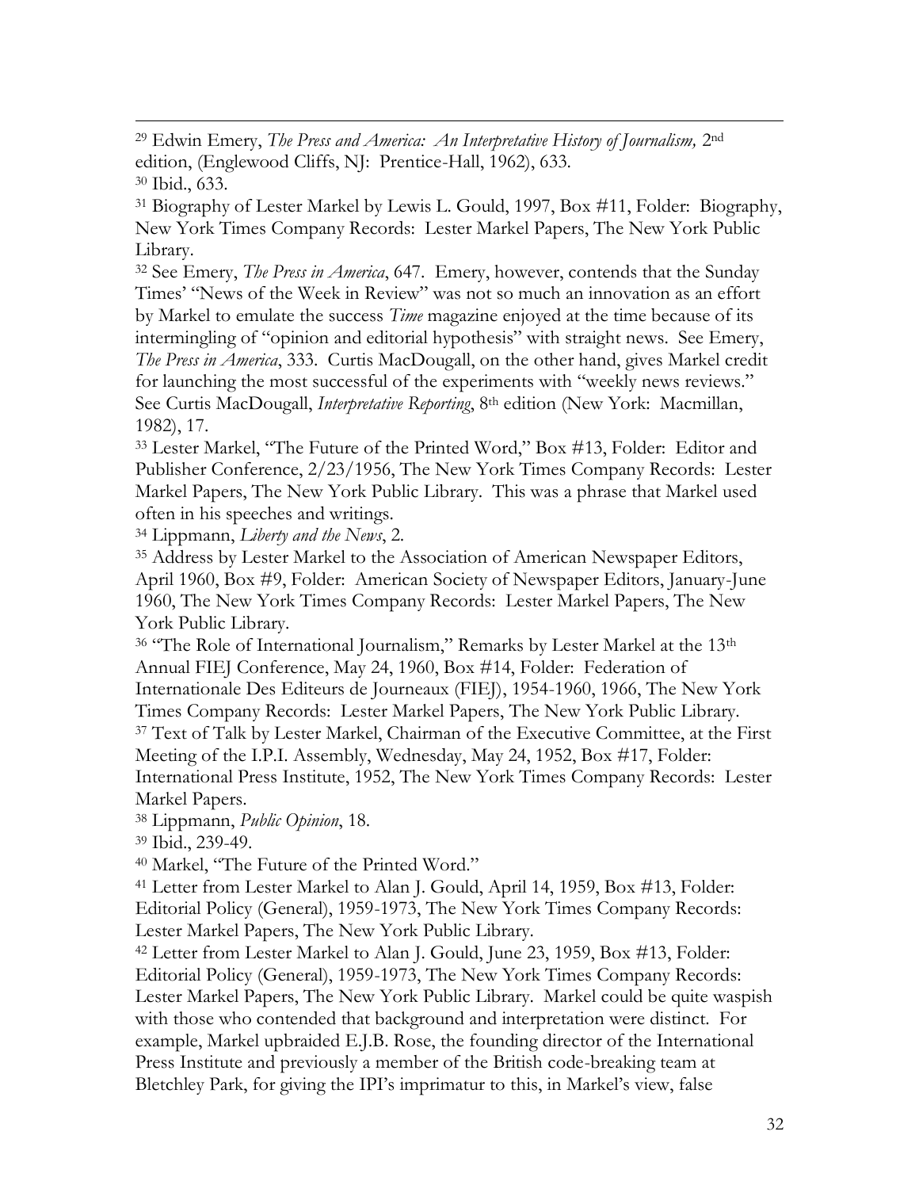[29] Edwin Emery, *The Press and America: An Interpretative History of Journalism,* 2nd edition, (Englewood Cliffs, NJ: Prentice-Hall, 1962), 633.

[30] Ibid., 633.

[31] Biography of Lester Markel by Lewis L. Gould, 1997, Box #11, Folder: Biography, New York Times Company Records: Lester Markel Papers, The New York Public Library.

[32] See Emery, *The Press in America*, 647. Emery, however, contends that the Sunday Times' "News of the Week in Review" was not so much an innovation as an effort by Markel to emulate the success *Time* magazine enjoyed at the time because of its intermingling of "opinion and editorial hypothesis" with straight news. See Emery, *The Press in America*, 333. Curtis MacDougall, on the other hand, gives Markel credit for launching the most successful of the experiments with "weekly news reviews." See Curtis MacDougall, *Interpretative Reporting*, 8th edition (New York: Macmillan, 1982), 17.

[33] Lester Markel, "The Future of the Printed Word," Box #13, Folder: Editor and Publisher Conference, 2/23/1956, The New York Times Company Records: Lester Markel Papers, The New York Public Library. This was a phrase that Markel used often in his speeches and writings.

[34] Lippmann, *Liberty and the News*, 2.

[35] Address by Lester Markel to the Association of American Newspaper Editors, April 1960, Box #9, Folder: American Society of Newspaper Editors, January-June 1960, The New York Times Company Records: Lester Markel Papers, The New York Public Library.

[36] "The Role of International Journalism," Remarks by Lester Markel at the 13th Annual FIEJ Conference, May 24, 1960, Box #14, Folder: Federation of Internationale Des Editeurs de Journeaux (FIEJ), 1954-1960, 1966, The New York Times Company Records: Lester Markel Papers, The New York Public Library.

[37] Text of Talk by Lester Markel, Chairman of the Executive Committee, at the First Meeting of the I.P.I. Assembly, Wednesday, May 24, 1952, Box #17, Folder: International Press Institute, 1952, The New York Times Company Records: Lester Markel Papers.

[38] Lippmann, *Public Opinion*, 18.

[39] Ibid., 239-49.

[40] Markel, "The Future of the Printed Word."

[41] Letter from Lester Markel to Alan J. Gould, April 14, 1959, Box #13, Folder: Editorial Policy (General), 1959-1973, The New York Times Company Records: Lester Markel Papers, The New York Public Library.

[42] Letter from Lester Markel to Alan J. Gould, June 23, 1959, Box #13, Folder: Editorial Policy (General), 1959-1973, The New York Times Company Records: Lester Markel Papers, The New York Public Library. Markel could be quite waspish with those who contended that background and interpretation were distinct. For example, Markel upbraided E.J.B. Rose, the founding director of the International Press Institute and previously a member of the British code-breaking team at Bletchley Park, for giving the IPI's imprimatur to this, in Markel's view, false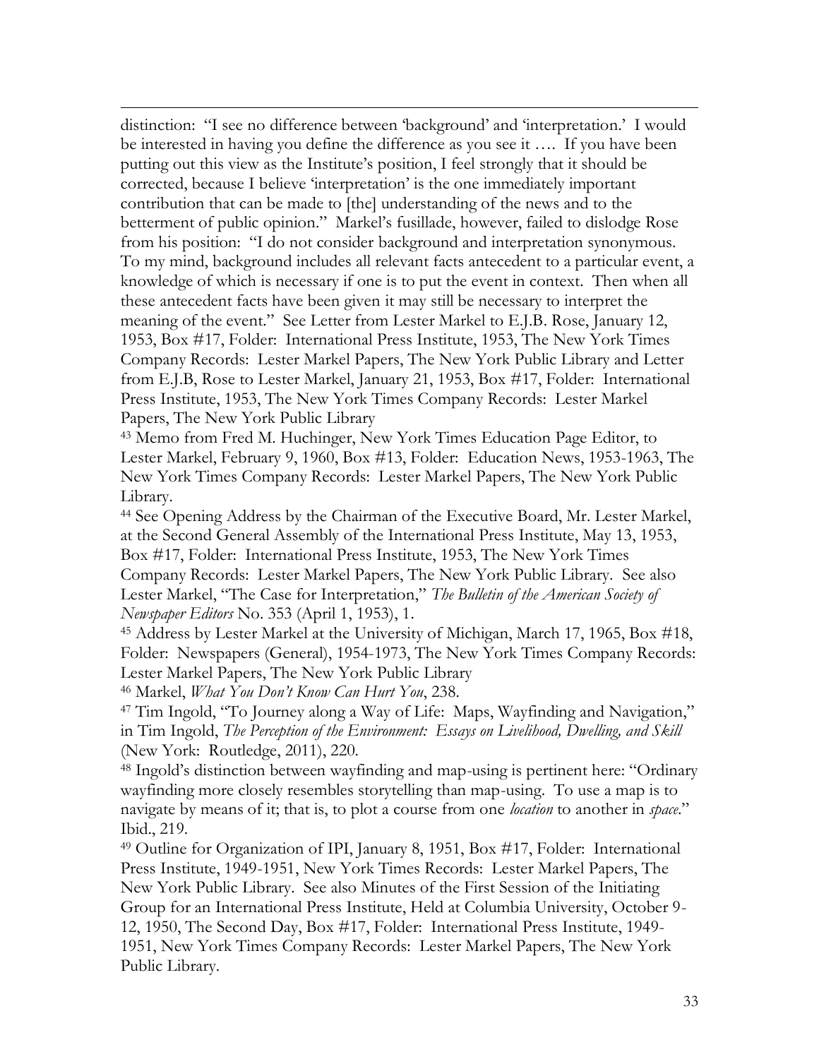distinction: "I see no difference between 'background' and 'interpretation.' I would be interested in having you define the difference as you see it …. If you have been putting out this view as the Institute's position, I feel strongly that it should be corrected, because I believe 'interpretation' is the one immediately important contribution that can be made to [the] understanding of the news and to the betterment of public opinion." Markel's fusillade, however, failed to dislodge Rose from his position: "I do not consider background and interpretation synonymous. To my mind, background includes all relevant facts antecedent to a particular event, a knowledge of which is necessary if one is to put the event in context. Then when all these antecedent facts have been given it may still be necessary to interpret the meaning of the event." See Letter from Lester Markel to E.J.B. Rose, January 12, 1953, Box #17, Folder: International Press Institute, 1953, The New York Times Company Records: Lester Markel Papers, The New York Public Library and Letter from E.J.B, Rose to Lester Markel, January 21, 1953, Box #17, Folder: International Press Institute, 1953, The New York Times Company Records: Lester Markel Papers, The New York Public Library

[43] Memo from Fred M. Huchinger, New York Times Education Page Editor, to Lester Markel, February 9, 1960, Box #13, Folder: Education News, 1953-1963, The New York Times Company Records: Lester Markel Papers, The New York Public Library.

[44] See Opening Address by the Chairman of the Executive Board, Mr. Lester Markel, at the Second General Assembly of the International Press Institute, May 13, 1953, Box #17, Folder: International Press Institute, 1953, The New York Times Company Records: Lester Markel Papers, The New York Public Library. See also Lester Markel, "The Case for Interpretation," *The Bulletin of the American Society of Newspaper Editors* No. 353 (April 1, 1953), 1.

[45] Address by Lester Markel at the University of Michigan, March 17, 1965, Box #18, Folder: Newspapers (General), 1954-1973, The New York Times Company Records: Lester Markel Papers, The New York Public Library

[46] Markel, *What You Don't Know Can Hurt You*, 238.

[47] Tim Ingold, "To Journey along a Way of Life: Maps, Wayfinding and Navigation," in Tim Ingold, *The Perception of the Environment: Essays on Livelihood, Dwelling, and Skill* (New York: Routledge, 2011), 220.

[48] Ingold's distinction between wayfinding and map-using is pertinent here: "Ordinary wayfinding more closely resembles storytelling than map-using. To use a map is to navigate by means of it; that is, to plot a course from one *location* to another in *space*." Ibid., 219.

[49] Outline for Organization of IPI, January 8, 1951, Box #17, Folder: International Press Institute, 1949-1951, New York Times Records: Lester Markel Papers, The New York Public Library. See also Minutes of the First Session of the Initiating Group for an International Press Institute, Held at Columbia University, October 9-12, 1950, The Second Day, Box #17, Folder: International Press Institute, 1949-1951, New York Times Company Records: Lester Markel Papers, The New York Public Library.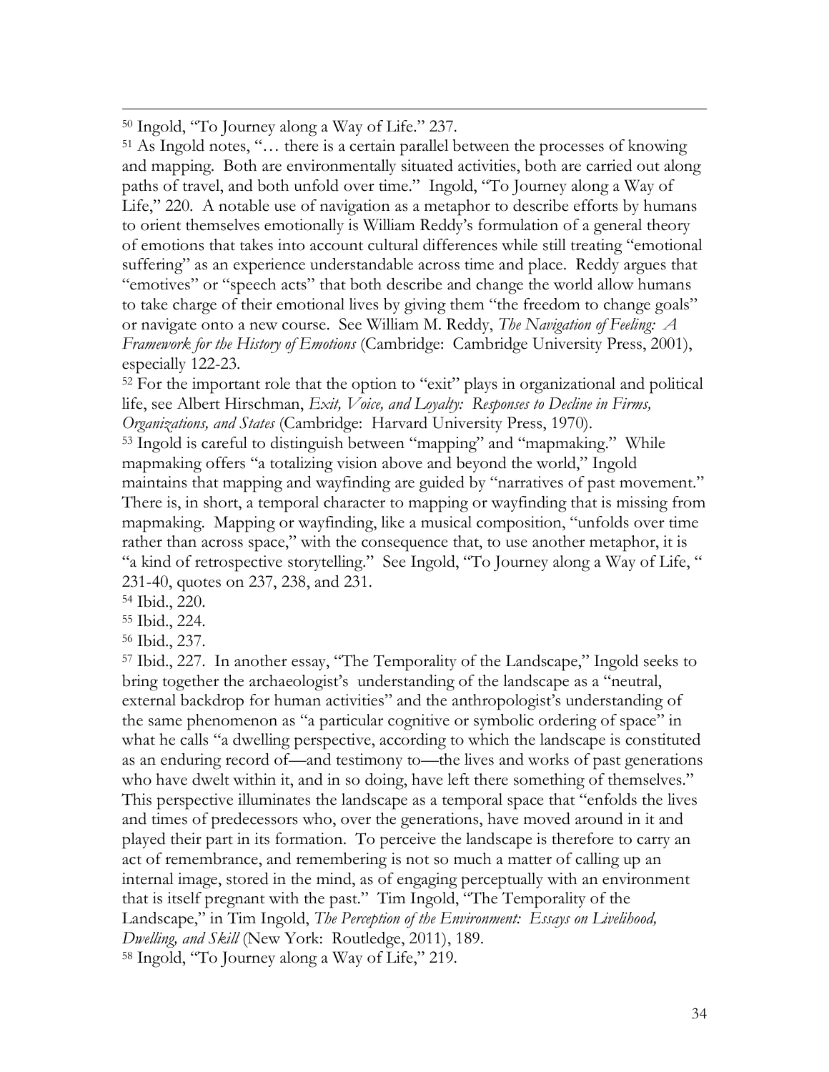[50] Ingold, "To Journey along a Way of Life." 237.

[51] As Ingold notes, "… there is a certain parallel between the processes of knowing and mapping. Both are environmentally situated activities, both are carried out along paths of travel, and both unfold over time." Ingold, "To Journey along a Way of Life," 220. A notable use of navigation as a metaphor to describe efforts by humans to orient themselves emotionally is William Reddy's formulation of a general theory of emotions that takes into account cultural differences while still treating "emotional suffering" as an experience understandable across time and place. Reddy argues that "emotives" or "speech acts" that both describe and change the world allow humans to take charge of their emotional lives by giving them "the freedom to change goals" or navigate onto a new course. See William M. Reddy, *The Navigation of Feeling: A Framework for the History of Emotions* (Cambridge: Cambridge University Press, 2001), especially 122-23.

[52] For the important role that the option to "exit" plays in organizational and political life, see Albert Hirschman, *Exit, Voice, and Loyalty: Responses to Decline in Firms, Organizations, and States* (Cambridge: Harvard University Press, 1970).

[53] Ingold is careful to distinguish between "mapping" and "mapmaking." While mapmaking offers "a totalizing vision above and beyond the world," Ingold maintains that mapping and wayfinding are guided by "narratives of past movement." There is, in short, a temporal character to mapping or wayfinding that is missing from mapmaking. Mapping or wayfinding, like a musical composition, "unfolds over time rather than across space," with the consequence that, to use another metaphor, it is "a kind of retrospective storytelling." See Ingold, "To Journey along a Way of Life, " 231-40, quotes on 237, 238, and 231.

[54] Ibid., 220.

[55] Ibid., 224.

[56] Ibid., 237.

[57] Ibid., 227. In another essay, "The Temporality of the Landscape," Ingold seeks to bring together the archaeologist's understanding of the landscape as a "neutral, external backdrop for human activities" and the anthropologist's understanding of the same phenomenon as "a particular cognitive or symbolic ordering of space" in what he calls "a dwelling perspective, according to which the landscape is constituted as an enduring record of—and testimony to—the lives and works of past generations who have dwelt within it, and in so doing, have left there something of themselves." This perspective illuminates the landscape as a temporal space that "enfolds the lives and times of predecessors who, over the generations, have moved around in it and played their part in its formation. To perceive the landscape is therefore to carry an act of remembrance, and remembering is not so much a matter of calling up an internal image, stored in the mind, as of engaging perceptually with an environment that is itself pregnant with the past." Tim Ingold, "The Temporality of the Landscape," in Tim Ingold, *The Perception of the Environment: Essays on Livelihood, Dwelling, and Skill* (New York: Routledge, 2011), 189.

[58] Ingold, "To Journey along a Way of Life," 219.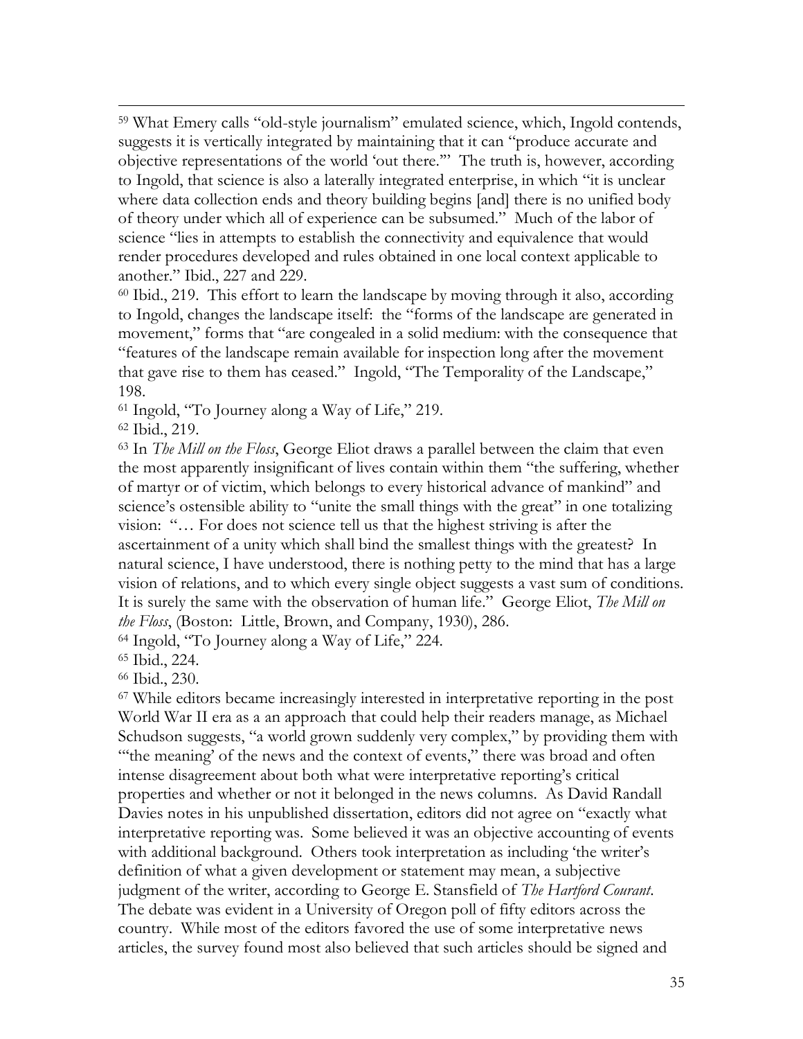[59] What Emery calls "old-style journalism" emulated science, which, Ingold contends, suggests it is vertically integrated by maintaining that it can "produce accurate and objective representations of the world 'out there.'" The truth is, however, according to Ingold, that science is also a laterally integrated enterprise, in which "it is unclear where data collection ends and theory building begins [and] there is no unified body of theory under which all of experience can be subsumed." Much of the labor of science "lies in attempts to establish the connectivity and equivalence that would render procedures developed and rules obtained in one local context applicable to another." Ibid., 227 and 229.

[60] Ibid., 219. This effort to learn the landscape by moving through it also, according to Ingold, changes the landscape itself: the "forms of the landscape are generated in movement," forms that "are congealed in a solid medium: with the consequence that "features of the landscape remain available for inspection long after the movement that gave rise to them has ceased." Ingold, "The Temporality of the Landscape," 198.

[61] Ingold, "To Journey along a Way of Life," 219.

[62] Ibid., 219.

[63] In *The Mill on the Floss*, George Eliot draws a parallel between the claim that even the most apparently insignificant of lives contain within them "the suffering, whether of martyr or of victim, which belongs to every historical advance of mankind" and science's ostensible ability to "unite the small things with the great" in one totalizing vision: "… For does not science tell us that the highest striving is after the ascertainment of a unity which shall bind the smallest things with the greatest? In natural science, I have understood, there is nothing petty to the mind that has a large vision of relations, and to which every single object suggests a vast sum of conditions. It is surely the same with the observation of human life." George Eliot, *The Mill on the Floss*, (Boston: Little, Brown, and Company, 1930), 286.

[64] Ingold, "To Journey along a Way of Life," 224.

[65] Ibid., 224.

[66] Ibid., 230.

[67] While editors became increasingly interested in interpretative reporting in the post World War II era as a an approach that could help their readers manage, as Michael Schudson suggests, "a world grown suddenly very complex," by providing them with "'the meaning' of the news and the context of events," there was broad and often intense disagreement about both what were interpretative reporting's critical properties and whether or not it belonged in the news columns. As David Randall Davies notes in his unpublished dissertation, editors did not agree on "exactly what interpretative reporting was. Some believed it was an objective accounting of events with additional background. Others took interpretation as including 'the writer's definition of what a given development or statement may mean, a subjective judgment of the writer, according to George E. Stansfield of *The Hartford Courant*. The debate was evident in a University of Oregon poll of fifty editors across the country. While most of the editors favored the use of some interpretative news articles, the survey found most also believed that such articles should be signed and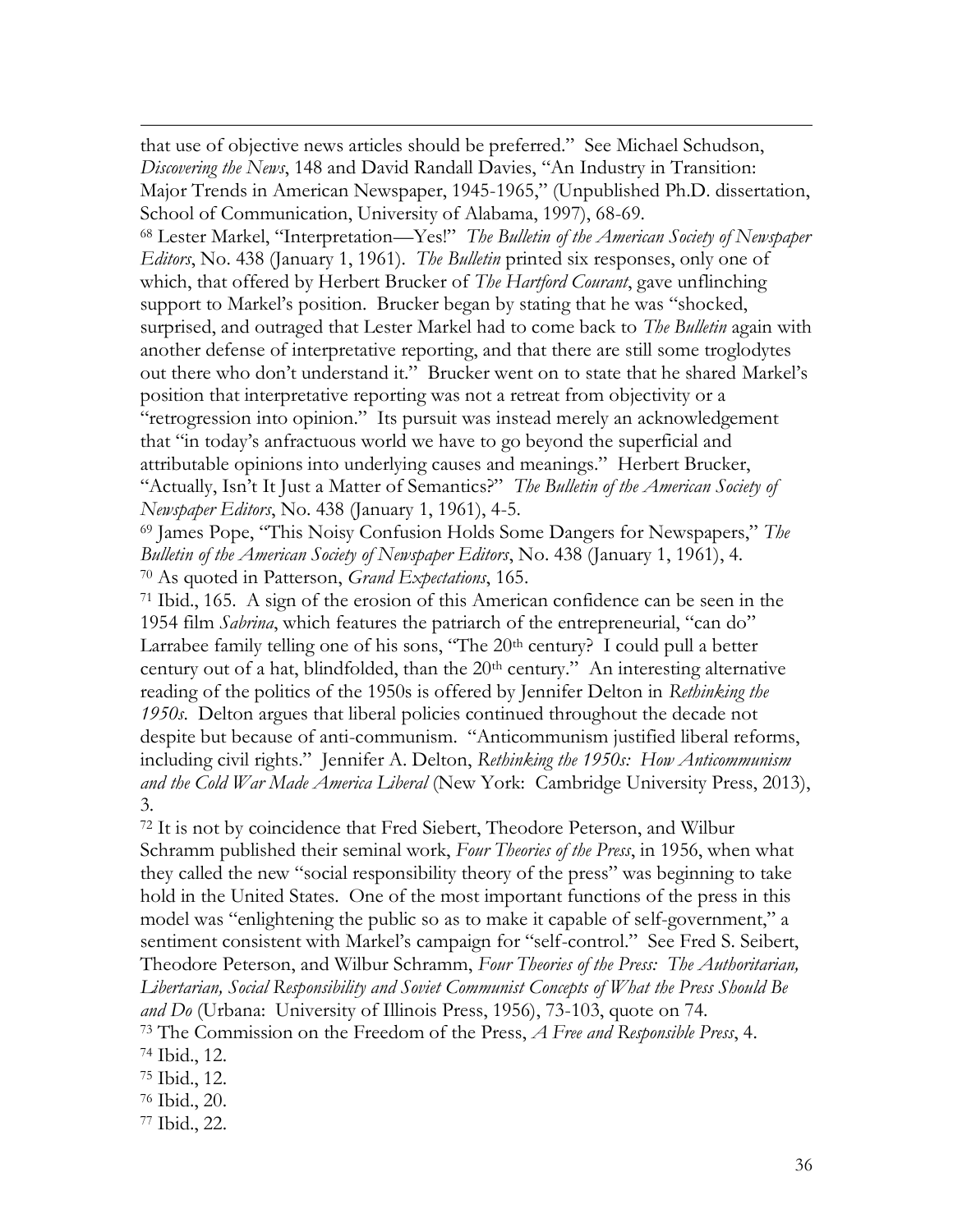that use of objective news articles should be preferred." See Michael Schudson, *Discovering the News*, 148 and David Randall Davies, "An Industry in Transition: Major Trends in American Newspaper, 1945-1965," (Unpublished Ph.D. dissertation, School of Communication, University of Alabama, 1997), 68-69.

[68] Lester Markel, "Interpretation—Yes!" *The Bulletin of the American Society of Newspaper Editors*, No. 438 (January 1, 1961). *The Bulletin* printed six responses, only one of which, that offered by Herbert Brucker of *The Hartford Courant*, gave unflinching support to Markel's position. Brucker began by stating that he was "shocked, surprised, and outraged that Lester Markel had to come back to *The Bulletin* again with another defense of interpretative reporting, and that there are still some troglodytes out there who don't understand it." Brucker went on to state that he shared Markel's position that interpretative reporting was not a retreat from objectivity or a "retrogression into opinion." Its pursuit was instead merely an acknowledgement that "in today's anfractuous world we have to go beyond the superficial and attributable opinions into underlying causes and meanings." Herbert Brucker, "Actually, Isn't It Just a Matter of Semantics?" *The Bulletin of the American Society of Newspaper Editors*, No. 438 (January 1, 1961), 4-5.

[69] James Pope, "This Noisy Confusion Holds Some Dangers for Newspapers," *The Bulletin of the American Society of Newspaper Editors*, No. 438 (January 1, 1961), 4.

[70] As quoted in Patterson, *Grand Expectations*, 165.

[71] Ibid., 165. A sign of the erosion of this American confidence can be seen in the 1954 film *Sabrina*, which features the patriarch of the entrepreneurial, "can do" Larrabee family telling one of his sons, "The 20th century? I could pull a better century out of a hat, blindfolded, than the 20th century." An interesting alternative reading of the politics of the 1950s is offered by Jennifer Delton in *Rethinking the 1950s*. Delton argues that liberal policies continued throughout the decade not despite but because of anti-communism. "Anticommunism justified liberal reforms, including civil rights." Jennifer A. Delton, *Rethinking the 1950s: How Anticommunism and the Cold War Made America Liberal* (New York: Cambridge University Press, 2013), 3.

[72] It is not by coincidence that Fred Siebert, Theodore Peterson, and Wilbur Schramm published their seminal work, *Four Theories of the Press*, in 1956, when what they called the new "social responsibility theory of the press" was beginning to take hold in the United States. One of the most important functions of the press in this model was "enlightening the public so as to make it capable of self-government," a sentiment consistent with Markel's campaign for "self-control." See Fred S. Seibert, Theodore Peterson, and Wilbur Schramm, *Four Theories of the Press: The Authoritarian, Libertarian, Social Responsibility and Soviet Communist Concepts of What the Press Should Be and Do* (Urbana: University of Illinois Press, 1956), 73-103, quote on 74.

[73] The Commission on the Freedom of the Press, *A Free and Responsible Press*, 4.

[74] Ibid., 12.

[75] Ibid., 12.

[76] Ibid., 20.

[77] Ibid., 22.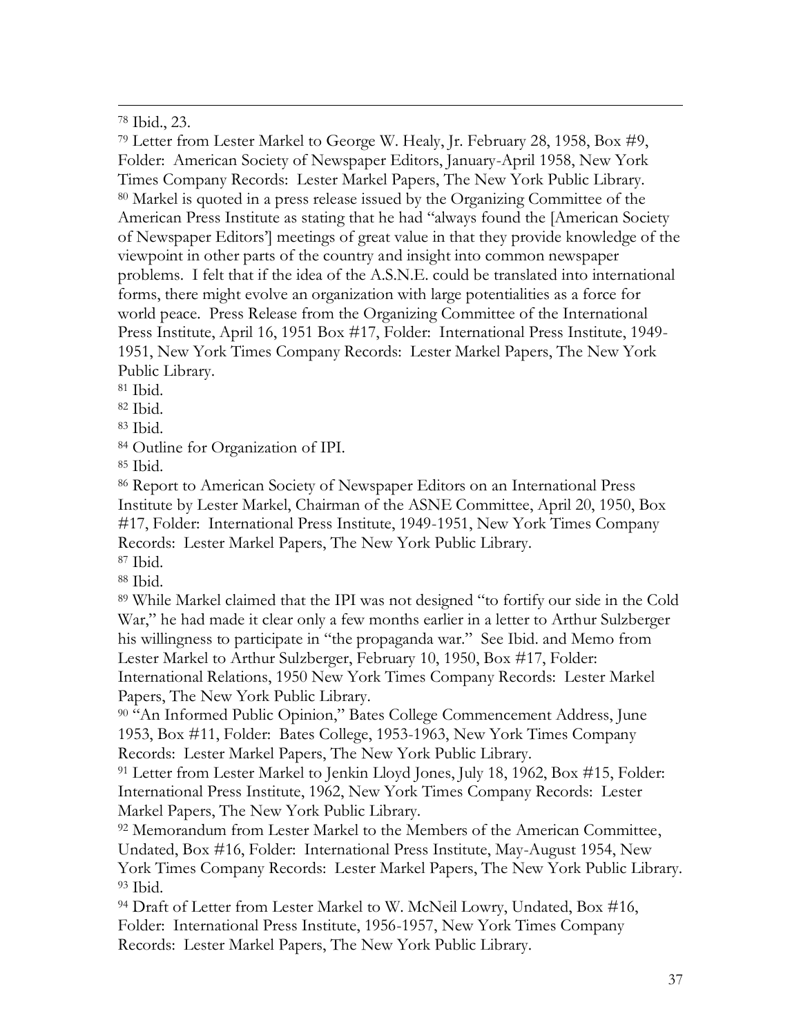[78] Ibid., 23.

[79] Letter from Lester Markel to George W. Healy, Jr. February 28, 1958, Box #9, Folder: American Society of Newspaper Editors, January-April 1958, New York Times Company Records: Lester Markel Papers, The New York Public Library.

[80] Markel is quoted in a press release issued by the Organizing Committee of the American Press Institute as stating that he had "always found the [American Society of Newspaper Editors'] meetings of great value in that they provide knowledge of the viewpoint in other parts of the country and insight into common newspaper problems. I felt that if the idea of the A.S.N.E. could be translated into international forms, there might evolve an organization with large potentialities as a force for world peace. Press Release from the Organizing Committee of the International Press Institute, April 16, 1951 Box #17, Folder: International Press Institute, 1949-1951, New York Times Company Records: Lester Markel Papers, The New York Public Library.

[81] Ibid.

[82] Ibid.

[83] Ibid.

[84] Outline for Organization of IPI.

[85] Ibid.

[86] Report to American Society of Newspaper Editors on an International Press Institute by Lester Markel, Chairman of the ASNE Committee, April 20, 1950, Box #17, Folder: International Press Institute, 1949-1951, New York Times Company Records: Lester Markel Papers, The New York Public Library.

[87] Ibid.

[88] Ibid.

[89] While Markel claimed that the IPI was not designed "to fortify our side in the Cold War," he had made it clear only a few months earlier in a letter to Arthur Sulzberger his willingness to participate in "the propaganda war." See Ibid. and Memo from Lester Markel to Arthur Sulzberger, February 10, 1950, Box #17, Folder: International Relations, 1950 New York Times Company Records: Lester Markel Papers, The New York Public Library.

[90] "An Informed Public Opinion," Bates College Commencement Address, June 1953, Box #11, Folder: Bates College, 1953-1963, New York Times Company Records: Lester Markel Papers, The New York Public Library.

[91] Letter from Lester Markel to Jenkin Lloyd Jones, July 18, 1962, Box #15, Folder: International Press Institute, 1962, New York Times Company Records: Lester Markel Papers, The New York Public Library.

[92] Memorandum from Lester Markel to the Members of the American Committee, Undated, Box #16, Folder: International Press Institute, May-August 1954, New York Times Company Records: Lester Markel Papers, The New York Public Library.

[93] Ibid.

[94] Draft of Letter from Lester Markel to W. McNeil Lowry, Undated, Box #16, Folder: International Press Institute, 1956-1957, New York Times Company Records: Lester Markel Papers, The New York Public Library.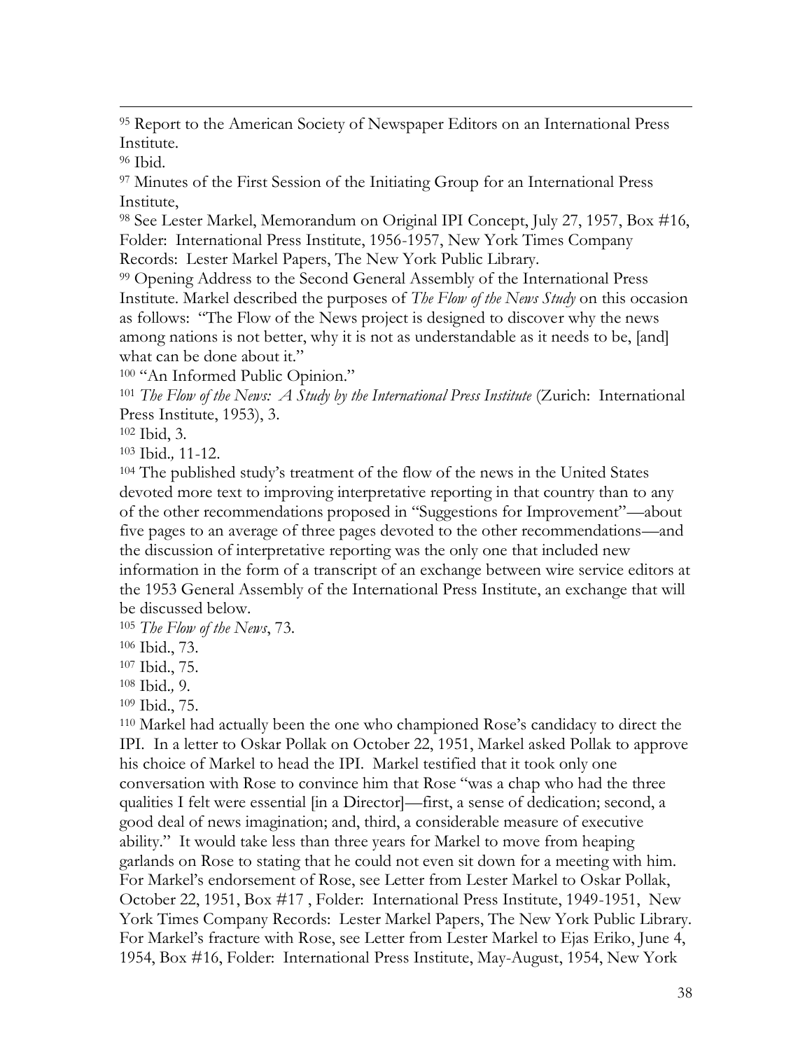[95] Report to the American Society of Newspaper Editors on an International Press Institute.

[96] Ibid.

[97] Minutes of the First Session of the Initiating Group for an International Press Institute,

[98] See Lester Markel, Memorandum on Original IPI Concept, July 27, 1957, Box #16, Folder: International Press Institute, 1956-1957, New York Times Company Records: Lester Markel Papers, The New York Public Library.

[99] Opening Address to the Second General Assembly of the International Press Institute. Markel described the purposes of *The Flow of the News Study* on this occasion as follows: "The Flow of the News project is designed to discover why the news among nations is not better, why it is not as understandable as it needs to be, [and] what can be done about it."

[100] "An Informed Public Opinion."

[101] *The Flow of the News: A Study by the International Press Institute* (Zurich: International Press Institute, 1953), 3.

[102] Ibid, 3.

[103] Ibid*.,* 11-12.

[104] The published study's treatment of the flow of the news in the United States devoted more text to improving interpretative reporting in that country than to any of the other recommendations proposed in "Suggestions for Improvement"—about five pages to an average of three pages devoted to the other recommendations—and the discussion of interpretative reporting was the only one that included new information in the form of a transcript of an exchange between wire service editors at the 1953 General Assembly of the International Press Institute, an exchange that will be discussed below.

[105] *The Flow of the News*, 73.

[106] Ibid., 73.

[107] Ibid., 75.

[108] Ibid*.,* 9.

[109] Ibid., 75.

[110] Markel had actually been the one who championed Rose's candidacy to direct the IPI. In a letter to Oskar Pollak on October 22, 1951, Markel asked Pollak to approve his choice of Markel to head the IPI. Markel testified that it took only one conversation with Rose to convince him that Rose "was a chap who had the three qualities I felt were essential [in a Director]—first, a sense of dedication; second, a good deal of news imagination; and, third, a considerable measure of executive ability." It would take less than three years for Markel to move from heaping garlands on Rose to stating that he could not even sit down for a meeting with him. For Markel's endorsement of Rose, see Letter from Lester Markel to Oskar Pollak, October 22, 1951, Box #17 , Folder: International Press Institute, 1949-1951, New York Times Company Records: Lester Markel Papers, The New York Public Library. For Markel's fracture with Rose, see Letter from Lester Markel to Ejas Eriko, June 4, 1954, Box #16, Folder: International Press Institute, May-August, 1954, New York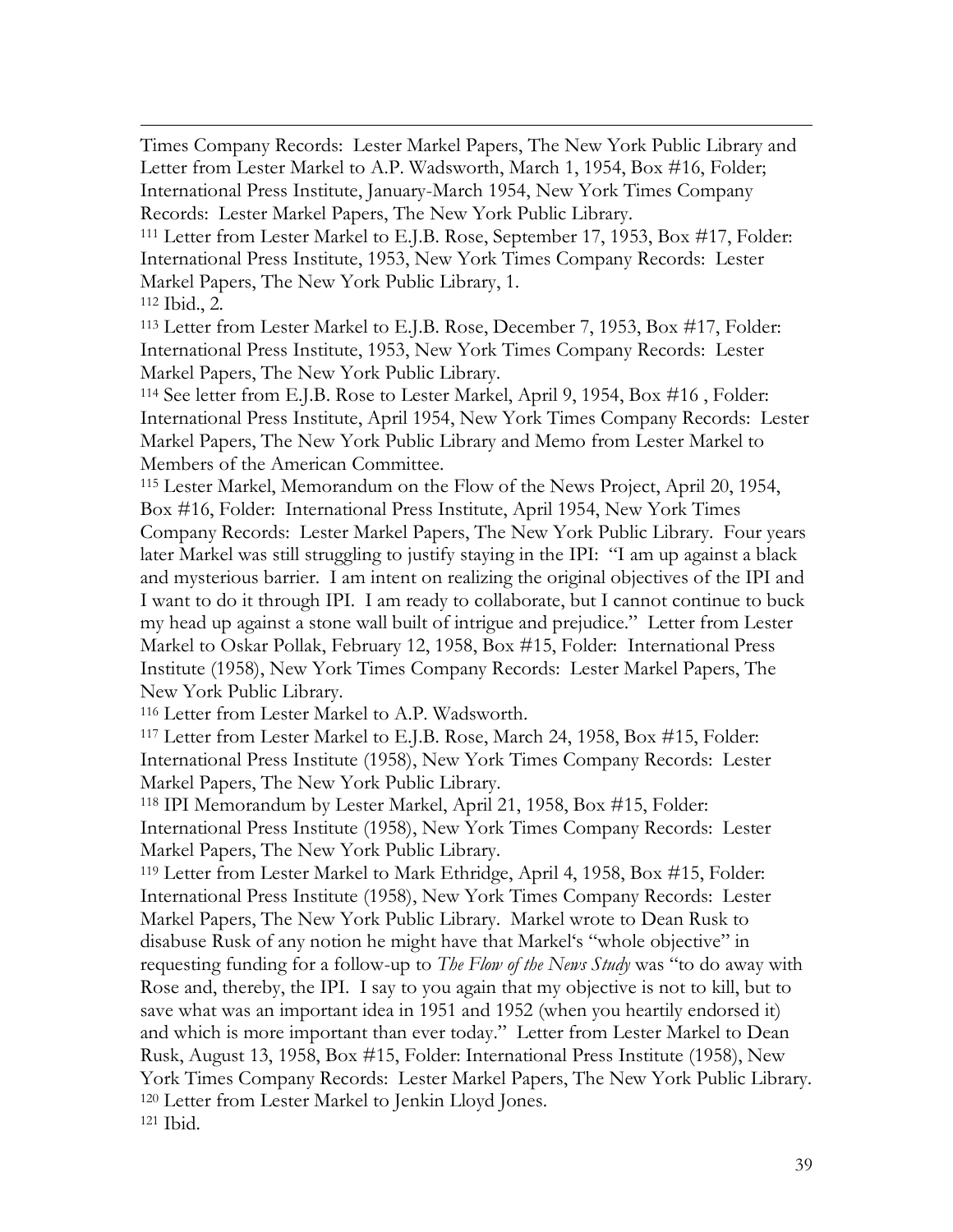Times Company Records: Lester Markel Papers, The New York Public Library and Letter from Lester Markel to A.P. Wadsworth, March 1, 1954, Box #16, Folder; International Press Institute, January-March 1954, New York Times Company Records: Lester Markel Papers, The New York Public Library.

[111] Letter from Lester Markel to E.J.B. Rose, September 17, 1953, Box #17, Folder: International Press Institute, 1953, New York Times Company Records: Lester Markel Papers, The New York Public Library, 1.

[112] Ibid., 2.

[113] Letter from Lester Markel to E.J.B. Rose, December 7, 1953, Box #17, Folder: International Press Institute, 1953, New York Times Company Records: Lester Markel Papers, The New York Public Library.

[114] See letter from E.J.B. Rose to Lester Markel, April 9, 1954, Box #16 , Folder: International Press Institute, April 1954, New York Times Company Records: Lester Markel Papers, The New York Public Library and Memo from Lester Markel to Members of the American Committee.

[115] Lester Markel, Memorandum on the Flow of the News Project, April 20, 1954, Box #16, Folder: International Press Institute, April 1954, New York Times Company Records: Lester Markel Papers, The New York Public Library. Four years later Markel was still struggling to justify staying in the IPI: "I am up against a black and mysterious barrier. I am intent on realizing the original objectives of the IPI and I want to do it through IPI. I am ready to collaborate, but I cannot continue to buck my head up against a stone wall built of intrigue and prejudice." Letter from Lester Markel to Oskar Pollak, February 12, 1958, Box #15, Folder: International Press Institute (1958), New York Times Company Records: Lester Markel Papers, The New York Public Library.

[116] Letter from Lester Markel to A.P. Wadsworth.

[117] Letter from Lester Markel to E.J.B. Rose, March 24, 1958, Box #15, Folder: International Press Institute (1958), New York Times Company Records: Lester Markel Papers, The New York Public Library.

[118] IPI Memorandum by Lester Markel, April 21, 1958, Box #15, Folder: International Press Institute (1958), New York Times Company Records: Lester Markel Papers, The New York Public Library.

[119] Letter from Lester Markel to Mark Ethridge, April 4, 1958, Box #15, Folder: International Press Institute (1958), New York Times Company Records: Lester Markel Papers, The New York Public Library. Markel wrote to Dean Rusk to disabuse Rusk of any notion he might have that Markel's "whole objective" in requesting funding for a follow-up to *The Flow of the News Study* was "to do away with Rose and, thereby, the IPI. I say to you again that my objective is not to kill, but to save what was an important idea in 1951 and 1952 (when you heartily endorsed it) and which is more important than ever today." Letter from Lester Markel to Dean Rusk, August 13, 1958, Box #15, Folder: International Press Institute (1958), New York Times Company Records: Lester Markel Papers, The New York Public Library.

[120] Letter from Lester Markel to Jenkin Lloyd Jones.

[121] Ibid.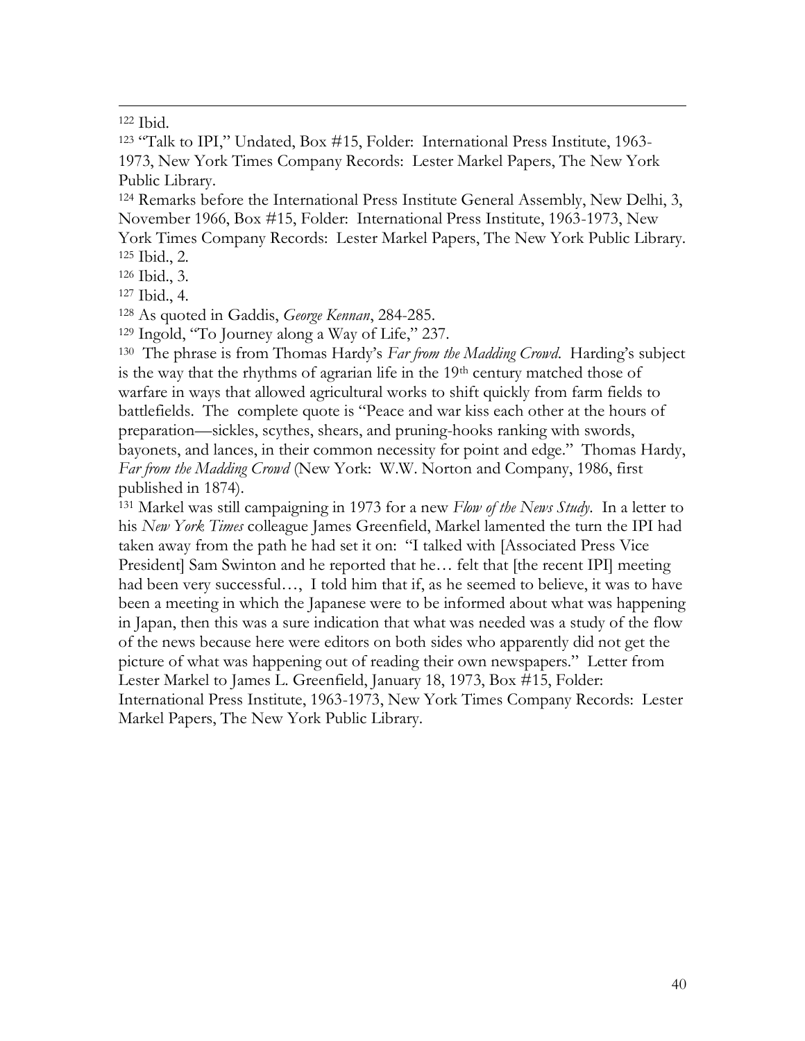[122] Ibid.

[123] "Talk to IPI," Undated, Box #15, Folder: International Press Institute, 1963-1973, New York Times Company Records: Lester Markel Papers, The New York Public Library.

[124] Remarks before the International Press Institute General Assembly, New Delhi, 3, November 1966, Box #15, Folder: International Press Institute, 1963-1973, New York Times Company Records: Lester Markel Papers, The New York Public Library.

[125] Ibid., 2.

[126] Ibid., 3.

[127] Ibid., 4.

[128] As quoted in Gaddis, *George Kennan*, 284-285.

[129] Ingold, "To Journey along a Way of Life," 237.

[130] The phrase is from Thomas Hardy's *Far from the Madding Crowd*. Harding's subject is the way that the rhythms of agrarian life in the 19th century matched those of warfare in ways that allowed agricultural works to shift quickly from farm fields to battlefields. The complete quote is "Peace and war kiss each other at the hours of preparation—sickles, scythes, shears, and pruning-hooks ranking with swords, bayonets, and lances, in their common necessity for point and edge." Thomas Hardy, *Far from the Madding Crowd* (New York: W.W. Norton and Company, 1986, first published in 1874).

[131] Markel was still campaigning in 1973 for a new *Flow of the News Study*. In a letter to his *New York Times* colleague James Greenfield, Markel lamented the turn the IPI had taken away from the path he had set it on: "I talked with [Associated Press Vice President] Sam Swinton and he reported that he… felt that [the recent IPI] meeting had been very successful…, I told him that if, as he seemed to believe, it was to have been a meeting in which the Japanese were to be informed about what was happening in Japan, then this was a sure indication that what was needed was a study of the flow of the news because here were editors on both sides who apparently did not get the picture of what was happening out of reading their own newspapers." Letter from Lester Markel to James L. Greenfield, January 18, 1973, Box #15, Folder: International Press Institute, 1963-1973, New York Times Company Records: Lester Markel Papers, The New York Public Library.